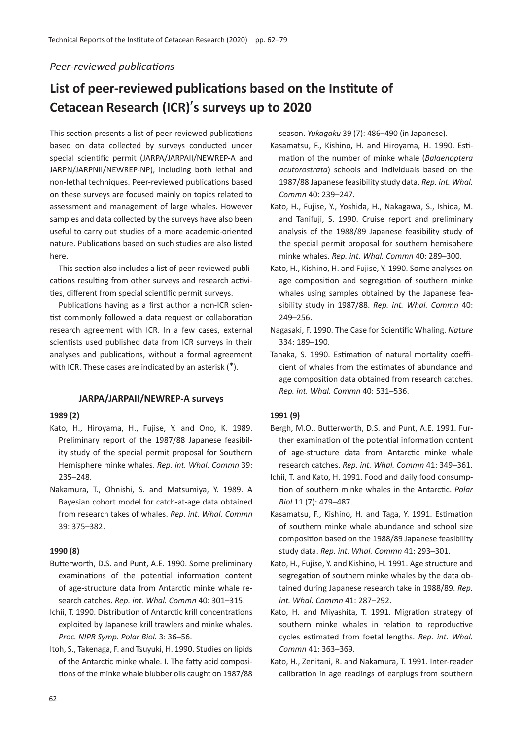*Peer-reviewed publications*

# List of peer-reviewed publications based on the Institute of Cetacean Research (ICR)'s surveys up to 2020

This section presents a list of peer-reviewed publications based on data collected by surveys conducted under special scientific permit (JARPA/JARPAII/NEWREP-A and JARPN/JARPNII/NEWREP-NP), including both lethal and non-lethal techniques. Peer-reviewed publications based on these surveys are focused mainly on topics related to assessment and management of large whales. However samples and data collected by the surveys have also been useful to carry out studies of a more academic-oriented nature. Publications based on such studies are also listed here.

This section also includes a list of peer-reviewed publications resulting from other surveys and research activities, different from special scientific permit surveys.

Publications having as a first author a non-ICR scientist commonly followed a data request or collaboration research agreement with ICR. In a few cases, external scientists used published data from ICR surveys in their analyses and publications, without a formal agreement with ICR. These cases are indicated by an asterisk (*).

## JARPA/JARPAII/NEWREP-A surveys

### 1989 (2)

Kato, H., Hiroyama, H., Fujise, Y. and Ono, K. 1989. Preliminary report of the 1987/88 Japanese feasibility study of the special permit proposal for Southern Hemisphere minke whales. *Rep. int. Whal. Commn* 39: 235–248.

Nakamura, T., Ohnishi, S. and Matsumiya, Y. 1989. A Bayesian cohort model for catch-at-age data obtained from research takes of whales. *Rep. int. Whal. Commn* 39: 375–382.

### 1990 (8)

Butterworth, D.S. and Punt, A.E. 1990. Some preliminary examinations of the potential information content of age-structure data from Antarctic minke whale research catches. *Rep. int. Whal. Commn* 40: 301–315.

Ichii, T. 1990. Distribution of Antarctic krill concentrations exploited by Japanese krill trawlers and minke whales. *Proc. NIPR Symp. Polar Biol.* 3: 36–56.

Itoh, S., Takenaga, F. and Tsuyuki, H. 1990. Studies on lipids of the Antarctic minke whale. I. The fatty acid compositions of the minke whale blubber oils caught on 1987/88 season. *Yukagaku* 39 (7): 486–490 (in Japanese).

Kasamatsu, F., Kishino, H. and Hiroyama, H. 1990. Estimation of the number of minke whale (*Balaenoptera acutorostrata*) schools and individuals based on the 1987/88 Japanese feasibility study data. *Rep. int. Whal. Commn* 40: 239–247.

Kato, H., Fujise, Y., Yoshida, H., Nakagawa, S., Ishida, M. and Tanifuji, S. 1990. Cruise report and preliminary analysis of the 1988/89 Japanese feasibility study of the special permit proposal for southern hemisphere minke whales. *Rep. int. Whal. Commn* 40: 289–300.

Kato, H., Kishino, H. and Fujise, Y. 1990. Some analyses on age composition and segregation of southern minke whales using samples obtained by the Japanese feasibility study in 1987/88. *Rep. int. Whal. Commn* 40: 249–256.

Nagasaki, F. 1990. The Case for Scientific Whaling. *Nature* 334: 189–190.

Tanaka, S. 1990. Estimation of natural mortality coefficient of whales from the estimates of abundance and age composition data obtained from research catches. *Rep. int. Whal. Commn* 40: 531–536.

### 1991 (9)

Bergh, M.O., Butterworth, D.S. and Punt, A.E. 1991. Further examination of the potential information content of age-structure data from Antarctic minke whale research catches. *Rep. int. Whal. Commn* 41: 349–361.

Ichii, T. and Kato, H. 1991. Food and daily food consumption of southern minke whales in the Antarctic. *Polar Biol* 11 (7): 479–487.

Kasamatsu, F., Kishino, H. and Taga, Y. 1991. Estimation of southern minke whale abundance and school size composition based on the 1988/89 Japanese feasibility study data. *Rep. int. Whal. Commn* 41: 293–301.

Kato, H., Fujise, Y. and Kishino, H. 1991. Age structure and segregation of southern minke whales by the data obtained during Japanese research take in 1988/89. *Rep. int. Whal. Commn* 41: 287–292.

Kato, H. and Miyashita, T. 1991. Migration strategy of southern minke whales in relation to reproductive cycles estimated from foetal lengths. *Rep. int. Whal. Commn* 41: 363–369.

Kato, H., Zenitani, R. and Nakamura, T. 1991. Inter-reader calibration in age readings of earplugs from southern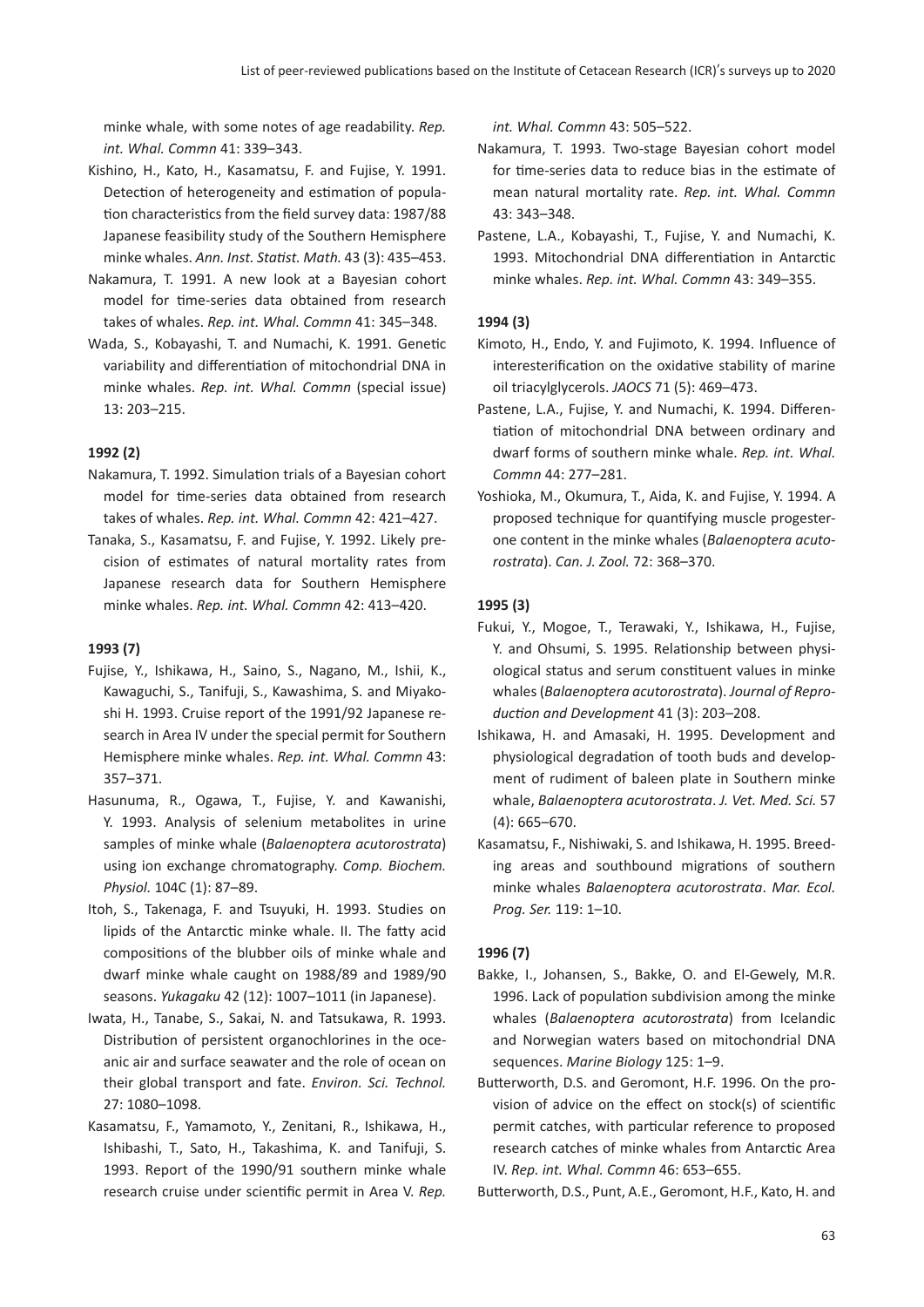minke whale, with some notes of age readability. *Rep. int. Whal. Commn* 41: 339–343.

Kishino, H., Kato, H., Kasamatsu, F. and Fujise, Y. 1991. Detection of heterogeneity and estimation of population characteristics from the field survey data: 1987/88 Japanese feasibility study of the Southern Hemisphere minke whales. *Ann. Inst. Statist. Math.* 43 (3): 435–453.

Nakamura, T. 1991. A new look at a Bayesian cohort model for time-series data obtained from research takes of whales. *Rep. int. Whal. Commn* 41: 345–348.

Wada, S., Kobayashi, T. and Numachi, K. 1991. Genetic variability and differentiation of mitochondrial DNA in minke whales. *Rep. int. Whal. Commn* (special issue) 13: 203–215.

**1992 (2)**

Nakamura, T. 1992. Simulation trials of a Bayesian cohort model for time-series data obtained from research takes of whales. *Rep. int. Whal. Commn* 42: 421–427.

Tanaka, S., Kasamatsu, F. and Fujise, Y. 1992. Likely precision of estimates of natural mortality rates from Japanese research data for Southern Hemisphere minke whales. *Rep. int. Whal. Commn* 42: 413–420.

**1993 (7)**

Fujise, Y., Ishikawa, H., Saino, S., Nagano, M., Ishii, K., Kawaguchi, S., Tanifuji, S., Kawashima, S. and Miyakoshi H. 1993. Cruise report of the 1991/92 Japanese research in Area IV under the special permit for Southern Hemisphere minke whales. *Rep. int. Whal. Commn* 43: 357–371.

Hasunuma, R., Ogawa, T., Fujise, Y. and Kawanishi, Y. 1993. Analysis of selenium metabolites in urine samples of minke whale (*Balaenoptera acutorostrata*) using ion exchange chromatography. *Comp. Biochem. Physiol.* 104C (1): 87–89.

Itoh, S., Takenaga, F. and Tsuyuki, H. 1993. Studies on lipids of the Antarctic minke whale. II. The fatty acid compositions of the blubber oils of minke whale and dwarf minke whale caught on 1988/89 and 1989/90 seasons. *Yukagaku* 42 (12): 1007–1011 (in Japanese).

Iwata, H., Tanabe, S., Sakai, N. and Tatsukawa, R. 1993. Distribution of persistent organochlorines in the oceanic air and surface seawater and the role of ocean on their global transport and fate. *Environ. Sci. Technol.* 27: 1080–1098.

Kasamatsu, F., Yamamoto, Y., Zenitani, R., Ishikawa, H., Ishibashi, T., Sato, H., Takashima, K. and Tanifuji, S. 1993. Report of the 1990/91 southern minke whale research cruise under scientific permit in Area V. *Rep. int. Whal. Commn* 43: 505–522.

Nakamura, T. 1993. Two-stage Bayesian cohort model for time-series data to reduce bias in the estimate of mean natural mortality rate. *Rep. int. Whal. Commn* 43: 343–348.

Pastene, L.A., Kobayashi, T., Fujise, Y. and Numachi, K. 1993. Mitochondrial DNA differentiation in Antarctic minke whales. *Rep. int. Whal. Commn* 43: 349–355.

**1994 (3)**

Kimoto, H., Endo, Y. and Fujimoto, K. 1994. Influence of interesterification on the oxidative stability of marine oil triacylglycerols. *JAOCS* 71 (5): 469–473.

Pastene, L.A., Fujise, Y. and Numachi, K. 1994. Differentiation of mitochondrial DNA between ordinary and dwarf forms of southern minke whale. *Rep. int. Whal. Commn* 44: 277–281.

Yoshioka, M., Okumura, T., Aida, K. and Fujise, Y. 1994. A proposed technique for quantifying muscle progesterone content in the minke whales (*Balaenoptera acutorostrata*). *Can. J. Zool.* 72: 368–370.

**1995 (3)**

Fukui, Y., Mogoe, T., Terawaki, Y., Ishikawa, H., Fujise, Y. and Ohsumi, S. 1995. Relationship between physiological status and serum constituent values in minke whales (*Balaenoptera acutorostrata*). *Journal of Reproduction and Development* 41 (3): 203–208.

Ishikawa, H. and Amasaki, H. 1995. Development and physiological degradation of tooth buds and development of rudiment of baleen plate in Southern minke whale, *Balaenoptera acutorostrata*. *J. Vet. Med. Sci.* 57 (4): 665–670.

Kasamatsu, F., Nishiwaki, S. and Ishikawa, H. 1995. Breeding areas and southbound migrations of southern minke whales *Balaenoptera acutorostrata*. *Mar. Ecol. Prog. Ser.* 119: 1–10.

**1996 (7)**

Bakke, I., Johansen, S., Bakke, O. and El-Gewely, M.R. 1996. Lack of population subdivision among the minke whales (*Balaenoptera acutorostrata*) from Icelandic and Norwegian waters based on mitochondrial DNA sequences. *Marine Biology* 125: 1–9.

Butterworth, D.S. and Geromont, H.F. 1996. On the provision of advice on the effect on stock(s) of scientific permit catches, with particular reference to proposed research catches of minke whales from Antarctic Area IV. *Rep. int. Whal. Commn* 46: 653–655.

Butterworth, D.S., Punt, A.E., Geromont, H.F., Kato, H. and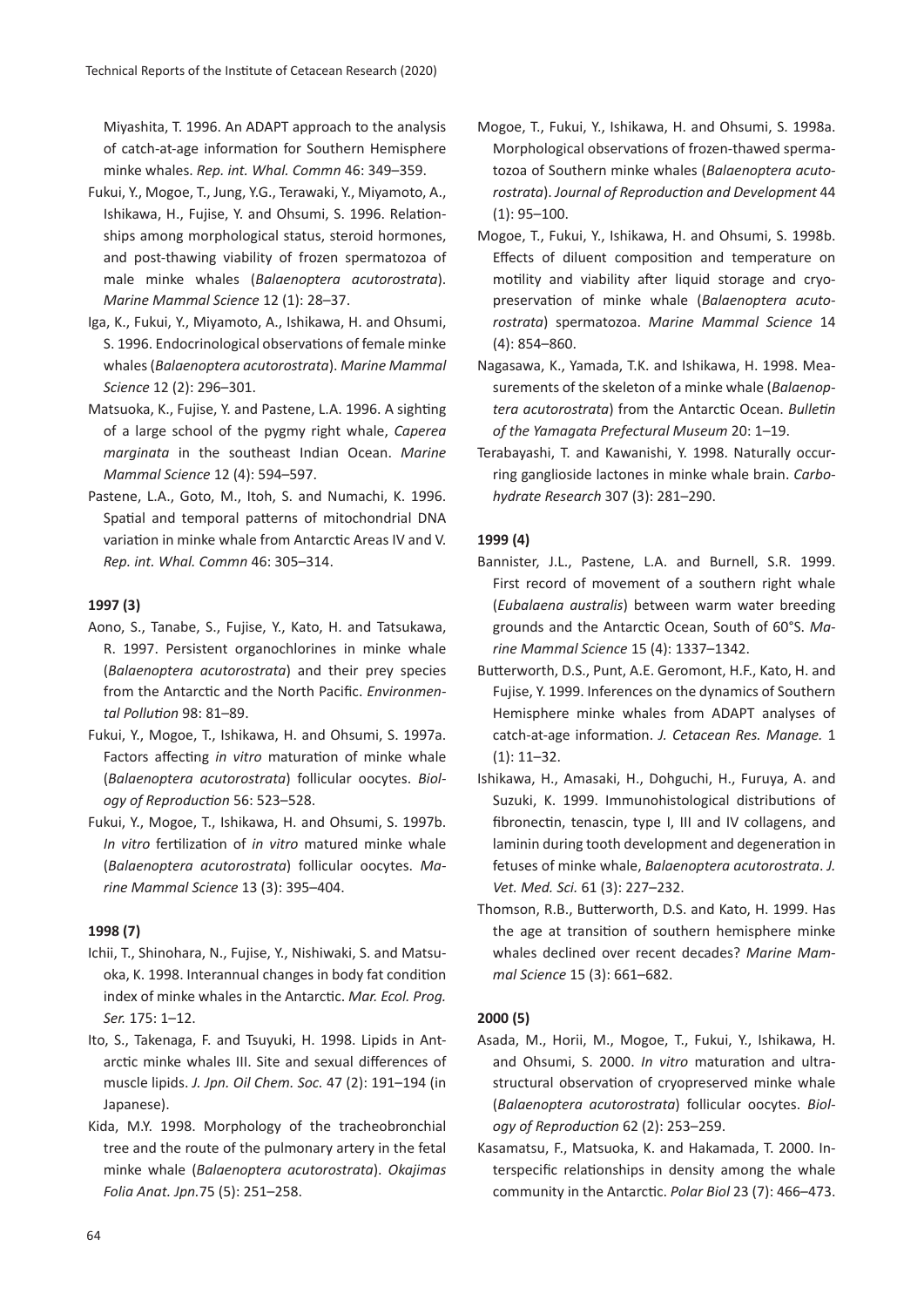Miyashita, T. 1996. An ADAPT approach to the analysis of catch-at-age information for Southern Hemisphere minke whales. *Rep. int. Whal. Commn* 46: 349–359.

Fukui, Y., Mogoe, T., Jung, Y.G., Terawaki, Y., Miyamoto, A., Ishikawa, H., Fujise, Y. and Ohsumi, S. 1996. Relationships among morphological status, steroid hormones, and post-thawing viability of frozen spermatozoa of male minke whales (*Balaenoptera acutorostrata*). *Marine Mammal Science* 12 (1): 28–37.

Iga, K., Fukui, Y., Miyamoto, A., Ishikawa, H. and Ohsumi, S. 1996. Endocrinological observations of female minke whales (*Balaenoptera acutorostrata*). *Marine Mammal Science* 12 (2): 296–301.

Matsuoka, K., Fujise, Y. and Pastene, L.A. 1996. A sighting of a large school of the pygmy right whale, *Caperea marginata* in the southeast Indian Ocean. *Marine Mammal Science* 12 (4): 594–597.

Pastene, L.A., Goto, M., Itoh, S. and Numachi, K. 1996. Spatial and temporal patterns of mitochondrial DNA variation in minke whale from Antarctic Areas IV and V. *Rep. int. Whal. Commn* 46: 305–314.

**1997 (3)**

Aono, S., Tanabe, S., Fujise, Y., Kato, H. and Tatsukawa, R. 1997. Persistent organochlorines in minke whale (*Balaenoptera acutorostrata*) and their prey species from the Antarctic and the North Pacific. *Environmental Pollution* 98: 81–89.

Fukui, Y., Mogoe, T., Ishikawa, H. and Ohsumi, S. 1997a. Factors affecting *in vitro* maturation of minke whale (*Balaenoptera acutorostrata*) follicular oocytes. *Biology of Reproduction* 56: 523–528.

Fukui, Y., Mogoe, T., Ishikawa, H. and Ohsumi, S. 1997b. *In vitro* fertilization of *in vitro* matured minke whale (*Balaenoptera acutorostrata*) follicular oocytes. *Marine Mammal Science* 13 (3): 395–404.

**1998 (7)**

Ichii, T., Shinohara, N., Fujise, Y., Nishiwaki, S. and Matsuoka, K. 1998. Interannual changes in body fat condition index of minke whales in the Antarctic. *Mar. Ecol. Prog. Ser.* 175: 1–12.

Ito, S., Takenaga, F. and Tsuyuki, H. 1998. Lipids in Antarctic minke whales III. Site and sexual differences of muscle lipids. *J. Jpn. Oil Chem. Soc.* 47 (2): 191–194 (in Japanese).

Kida, M.Y. 1998. Morphology of the tracheobronchial tree and the route of the pulmonary artery in the fetal minke whale (*Balaenoptera acutorostrata*). *Okajimas Folia Anat. Jpn.*75 (5): 251–258.

Mogoe, T., Fukui, Y., Ishikawa, H. and Ohsumi, S. 1998a. Morphological observations of frozen-thawed spermatozoa of Southern minke whales (*Balaenoptera acutorostrata*). *Journal of Reproduction and Development* 44 (1): 95–100.

Mogoe, T., Fukui, Y., Ishikawa, H. and Ohsumi, S. 1998b. Effects of diluent composition and temperature on motility and viability after liquid storage and cryopreservation of minke whale (*Balaenoptera acutorostrata*) spermatozoa. *Marine Mammal Science* 14 (4): 854–860.

Nagasawa, K., Yamada, T.K. and Ishikawa, H. 1998. Measurements of the skeleton of a minke whale (*Balaenoptera acutorostrata*) from the Antarctic Ocean. *Bulletin of the Yamagata Prefectural Museum* 20: 1–19.

Terabayashi, T. and Kawanishi, Y. 1998. Naturally occurring ganglioside lactones in minke whale brain. *Carbohydrate Research* 307 (3): 281–290.

**1999 (4)**

Bannister, J.L., Pastene, L.A. and Burnell, S.R. 1999. First record of movement of a southern right whale (*Eubalaena australis*) between warm water breeding grounds and the Antarctic Ocean, South of 60°S. *Marine Mammal Science* 15 (4): 1337–1342.

Butterworth, D.S., Punt, A.E. Geromont, H.F., Kato, H. and Fujise, Y. 1999. Inferences on the dynamics of Southern Hemisphere minke whales from ADAPT analyses of catch-at-age information. *J. Cetacean Res. Manage.* 1 (1): 11–32.

Ishikawa, H., Amasaki, H., Dohguchi, H., Furuya, A. and Suzuki, K. 1999. Immunohistological distributions of fibronectin, tenascin, type I, III and IV collagens, and laminin during tooth development and degeneration in fetuses of minke whale, *Balaenoptera acutorostrata*. *J. Vet. Med. Sci.* 61 (3): 227–232.

Thomson, R.B., Butterworth, D.S. and Kato, H. 1999. Has the age at transition of southern hemisphere minke whales declined over recent decades? *Marine Mammal Science* 15 (3): 661–682.

**2000 (5)**

Asada, M., Horii, M., Mogoe, T., Fukui, Y., Ishikawa, H. and Ohsumi, S. 2000. *In vitro* maturation and ultrastructural observation of cryopreserved minke whale (*Balaenoptera acutorostrata*) follicular oocytes. *Biology of Reproduction* 62 (2): 253–259.

Kasamatsu, F., Matsuoka, K. and Hakamada, T. 2000. Interspecific relationships in density among the whale community in the Antarctic. *Polar Biol* 23 (7): 466–473.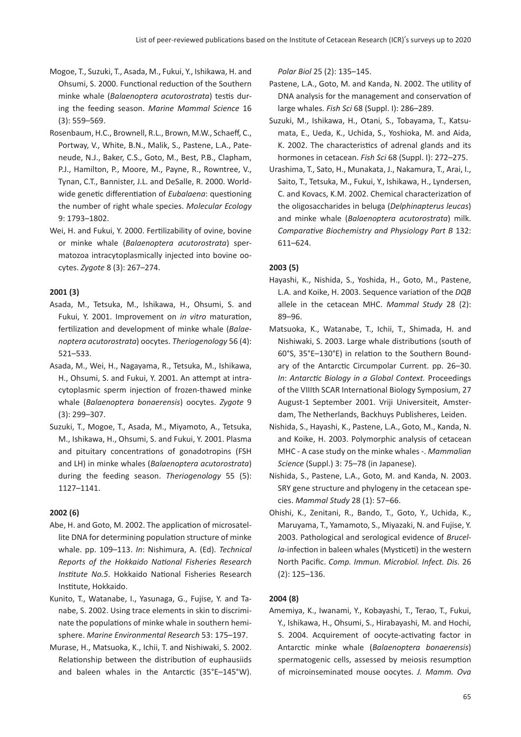Mogoe, T., Suzuki, T., Asada, M., Fukui, Y., Ishikawa, H. and Ohsumi, S. 2000. Functional reduction of the Southern minke whale (*Balaenoptera acutorostrata*) testis during the feeding season. *Marine Mammal Science* 16 (3): 559–569.

Rosenbaum, H.C., Brownell, R.L., Brown, M.W., Schaeff, C., Portway, V., White, B.N., Malik, S., Pastene, L.A., Pateneude, N.J., Baker, C.S., Goto, M., Best, P.B., Clapham, P.J., Hamilton, P., Moore, M., Payne, R., Rowntree, V., Tynan, C.T., Bannister, J.L. and DeSalle, R. 2000. Worldwide genetic differentiation of *Eubalaena*: questioning the number of right whale species. *Molecular Ecology* 9: 1793–1802.

Wei, H. and Fukui, Y. 2000. Fertilizability of ovine, bovine or minke whale (*Balaenoptera acutorostrata*) spermatozoa intracytoplasmically injected into bovine oocytes. *Zygote* 8 (3): 267–274.

**2001 (3)**

Asada, M., Tetsuka, M., Ishikawa, H., Ohsumi, S. and Fukui, Y. 2001. Improvement on *in vitro* maturation, fertilization and development of minke whale (*Balaenoptera acutorostrata*) oocytes. *Theriogenology* 56 (4): 521–533.

Asada, M., Wei, H., Nagayama, R., Tetsuka, M., Ishikawa, H., Ohsumi, S. and Fukui, Y. 2001. An attempt at intracytoplasmic sperm injection of frozen-thawed minke whale (*Balaenoptera bonaerensis*) oocytes. *Zygote* 9 (3): 299–307.

Suzuki, T., Mogoe, T., Asada, M., Miyamoto, A., Tetsuka, M., Ishikawa, H., Ohsumi, S. and Fukui, Y. 2001. Plasma and pituitary concentrations of gonadotropins (FSH and LH) in minke whales (*Balaenoptera acutorostrata*) during the feeding season. *Theriogenology* 55 (5): 1127–1141.

**2002 (6)**

Abe, H. and Goto, M. 2002. The application of microsatellite DNA for determining population structure of minke whale. pp. 109–113. *In*: Nishimura, A. (Ed). *Technical Reports of the Hokkaido National Fisheries Research Institute No.5*. Hokkaido National Fisheries Research Institute, Hokkaido.

Kunito, T., Watanabe, I., Yasunaga, G., Fujise, Y. and Tanabe, S. 2002. Using trace elements in skin to discriminate the populations of minke whale in southern hemisphere. *Marine Environmental Research* 53: 175–197.

Murase, H., Matsuoka, K., Ichii, T. and Nishiwaki, S. 2002. Relationship between the distribution of euphausiids and baleen whales in the Antarctic (35°E–145°W). *Polar Biol* 25 (2): 135–145.

Pastene, L.A., Goto, M. and Kanda, N. 2002. The utility of DNA analysis for the management and conservation of large whales. *Fish Sci* 68 (Suppl. I): 286–289.

Suzuki, M., Ishikawa, H., Otani, S., Tobayama, T., Katsumata, E., Ueda, K., Uchida, S., Yoshioka, M. and Aida, K. 2002. The characteristics of adrenal glands and its hormones in cetacean. *Fish Sci* 68 (Suppl. I): 272–275.

Urashima, T., Sato, H., Munakata, J., Nakamura, T., Arai, I., Saito, T., Tetsuka, M., Fukui, Y., Ishikawa, H., Lyndersen, C. and Kovacs, K.M. 2002. Chemical characterization of the oligosaccharides in beluga (*Delphinapterus leucas*) and minke whale (*Balaenoptera acutorostrata*) milk. *Comparative Biochemistry and Physiology Part B* 132: 611–624.

**2003 (5)**

Hayashi, K., Nishida, S., Yoshida, H., Goto, M., Pastene, L.A. and Koike, H. 2003. Sequence variation of the *DQB* allele in the cetacean MHC. *Mammal Study* 28 (2): 89–96.

Matsuoka, K., Watanabe, T., Ichii, T., Shimada, H. and Nishiwaki, S. 2003. Large whale distributions (south of 60°S, 35°E–130°E) in relation to the Southern Boundary of the Antarctic Circumpolar Current. pp. 26–30. *In*: *Antarctic Biology in a Global Context.* Proceedings of the VIIIth SCAR International Biology Symposium, 27 August-1 September 2001. Vriji Universiteit, Amsterdam, The Netherlands, Backhuys Publisheres, Leiden.

Nishida, S., Hayashi, K., Pastene, L.A., Goto, M., Kanda, N. and Koike, H. 2003. Polymorphic analysis of cetacean MHC - A case study on the minke whales -. *Mammalian Science* (Suppl.) 3: 75–78 (in Japanese).

Nishida, S., Pastene, L.A., Goto, M. and Kanda, N. 2003. SRY gene structure and phylogeny in the cetacean species. *Mammal Study* 28 (1): 57–66.

Ohishi, K., Zenitani, R., Bando, T., Goto, Y., Uchida, K., Maruyama, T., Yamamoto, S., Miyazaki, N. and Fujise, Y. 2003. Pathological and serological evidence of *Brucella*-infection in baleen whales (Mysticeti) in the western North Pacific. *Comp. Immun. Microbiol. Infect. Dis.* 26 (2): 125–136.

**2004 (8)**

Amemiya, K., Iwanami, Y., Kobayashi, T., Terao, T., Fukui, Y., Ishikawa, H., Ohsumi, S., Hirabayashi, M. and Hochi, S. 2004. Acquirement of oocyte-activating factor in Antarctic minke whale (*Balaenoptera bonaerensis*) spermatogenic cells, assessed by meiosis resumption of microinseminated mouse oocytes. *J. Mamm. Ova*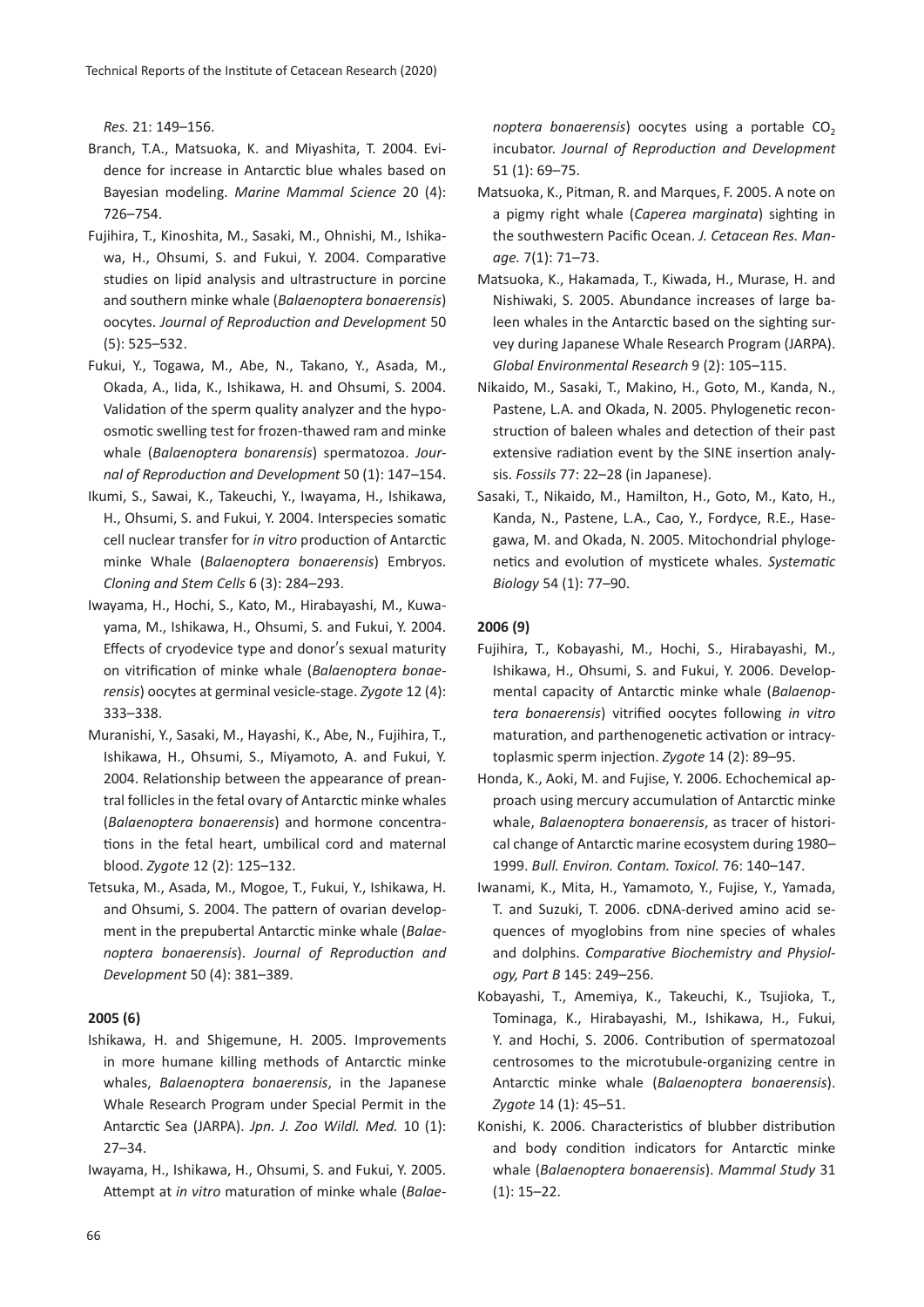*Res.* 21: 149–156.

Branch, T.A., Matsuoka, K. and Miyashita, T. 2004. Evidence for increase in Antarctic blue whales based on Bayesian modeling. *Marine Mammal Science* 20 (4): 726–754.

Fujihira, T., Kinoshita, M., Sasaki, M., Ohnishi, M., Ishikawa, H., Ohsumi, S. and Fukui, Y. 2004. Comparative studies on lipid analysis and ultrastructure in porcine and southern minke whale (*Balaenoptera bonaerensis*) oocytes. *Journal of Reproduction and Development* 50 (5): 525–532.

Fukui, Y., Togawa, M., Abe, N., Takano, Y., Asada, M., Okada, A., Iida, K., Ishikawa, H. and Ohsumi, S. 2004. Validation of the sperm quality analyzer and the hypoosmotic swelling test for frozen-thawed ram and minke whale (*Balaenoptera bonarensis*) spermatozoa. *Journal of Reproduction and Development* 50 (1): 147–154.

Ikumi, S., Sawai, K., Takeuchi, Y., Iwayama, H., Ishikawa, H., Ohsumi, S. and Fukui, Y. 2004. Interspecies somatic cell nuclear transfer for *in vitro* production of Antarctic minke Whale (*Balaenoptera bonaerensis*) Embryos. *Cloning and Stem Cells* 6 (3): 284–293.

Iwayama, H., Hochi, S., Kato, M., Hirabayashi, M., Kuwayama, M., Ishikawa, H., Ohsumi, S. and Fukui, Y. 2004. Effects of cryodevice type and donor's sexual maturity on vitrification of minke whale (*Balaenoptera bonaerensis*) oocytes at germinal vesicle-stage. *Zygote* 12 (4): 333–338.

Muranishi, Y., Sasaki, M., Hayashi, K., Abe, N., Fujihira, T., Ishikawa, H., Ohsumi, S., Miyamoto, A. and Fukui, Y. 2004. Relationship between the appearance of preantral follicles in the fetal ovary of Antarctic minke whales (*Balaenoptera bonaerensis*) and hormone concentrations in the fetal heart, umbilical cord and maternal blood. *Zygote* 12 (2): 125–132.

Tetsuka, M., Asada, M., Mogoe, T., Fukui, Y., Ishikawa, H. and Ohsumi, S. 2004. The pattern of ovarian development in the prepubertal Antarctic minke whale (*Balaenoptera bonaerensis*). *Journal of Reproduction and Development* 50 (4): 381–389.

**2005 (6)**

Ishikawa, H. and Shigemune, H. 2005. Improvements in more humane killing methods of Antarctic minke whales, *Balaenoptera bonaerensis*, in the Japanese Whale Research Program under Special Permit in the Antarctic Sea (JARPA). *Jpn. J. Zoo Wildl. Med.* 10 (1): 27–34.

Iwayama, H., Ishikawa, H., Ohsumi, S. and Fukui, Y. 2005. Attempt at *in vitro* maturation of minke whale (*Balaenoptera bonaerensis*) oocytes using a portable $CO_2$ incubator. *Journal of Reproduction and Development* 51 (1): 69–75.

Matsuoka, K., Pitman, R. and Marques, F. 2005. A note on a pigmy right whale (*Caperea marginata*) sighting in the southwestern Pacific Ocean. *J. Cetacean Res. Manage.* 7(1): 71–73.

Matsuoka, K., Hakamada, T., Kiwada, H., Murase, H. and Nishiwaki, S. 2005. Abundance increases of large baleen whales in the Antarctic based on the sighting survey during Japanese Whale Research Program (JARPA). *Global Environmental Research* 9 (2): 105–115.

Nikaido, M., Sasaki, T., Makino, H., Goto, M., Kanda, N., Pastene, L.A. and Okada, N. 2005. Phylogenetic reconstruction of baleen whales and detection of their past extensive radiation event by the SINE insertion analysis. *Fossils* 77: 22–28 (in Japanese).

Sasaki, T., Nikaido, M., Hamilton, H., Goto, M., Kato, H., Kanda, N., Pastene, L.A., Cao, Y., Fordyce, R.E., Hasegawa, M. and Okada, N. 2005. Mitochondrial phylogenetics and evolution of mysticete whales. *Systematic Biology* 54 (1): 77–90.

**2006 (9)**

Fujihira, T., Kobayashi, M., Hochi, S., Hirabayashi, M., Ishikawa, H., Ohsumi, S. and Fukui, Y. 2006. Developmental capacity of Antarctic minke whale (*Balaenoptera bonaerensis*) vitrified oocytes following *in vitro* maturation, and parthenogenetic activation or intracytoplasmic sperm injection. *Zygote* 14 (2): 89–95.

Honda, K., Aoki, M. and Fujise, Y. 2006. Echochemical approach using mercury accumulation of Antarctic minke whale, *Balaenoptera bonaerensis*, as tracer of historical change of Antarctic marine ecosystem during 1980–1999. *Bull. Environ. Contam. Toxicol.* 76: 140–147.

Iwanami, K., Mita, H., Yamamoto, Y., Fujise, Y., Yamada, T. and Suzuki, T. 2006. cDNA-derived amino acid sequences of myoglobins from nine species of whales and dolphins. *Comparative Biochemistry and Physiology, Part B* 145: 249–256.

Kobayashi, T., Amemiya, K., Takeuchi, K., Tsujioka, T., Tominaga, K., Hirabayashi, M., Ishikawa, H., Fukui, Y. and Hochi, S. 2006. Contribution of spermatozoal centrosomes to the microtubule-organizing centre in Antarctic minke whale (*Balaenoptera bonaerensis*). *Zygote* 14 (1): 45–51.

Konishi, K. 2006. Characteristics of blubber distribution and body condition indicators for Antarctic minke whale (*Balaenoptera bonaerensis*). *Mammal Study* 31 (1): 15–22.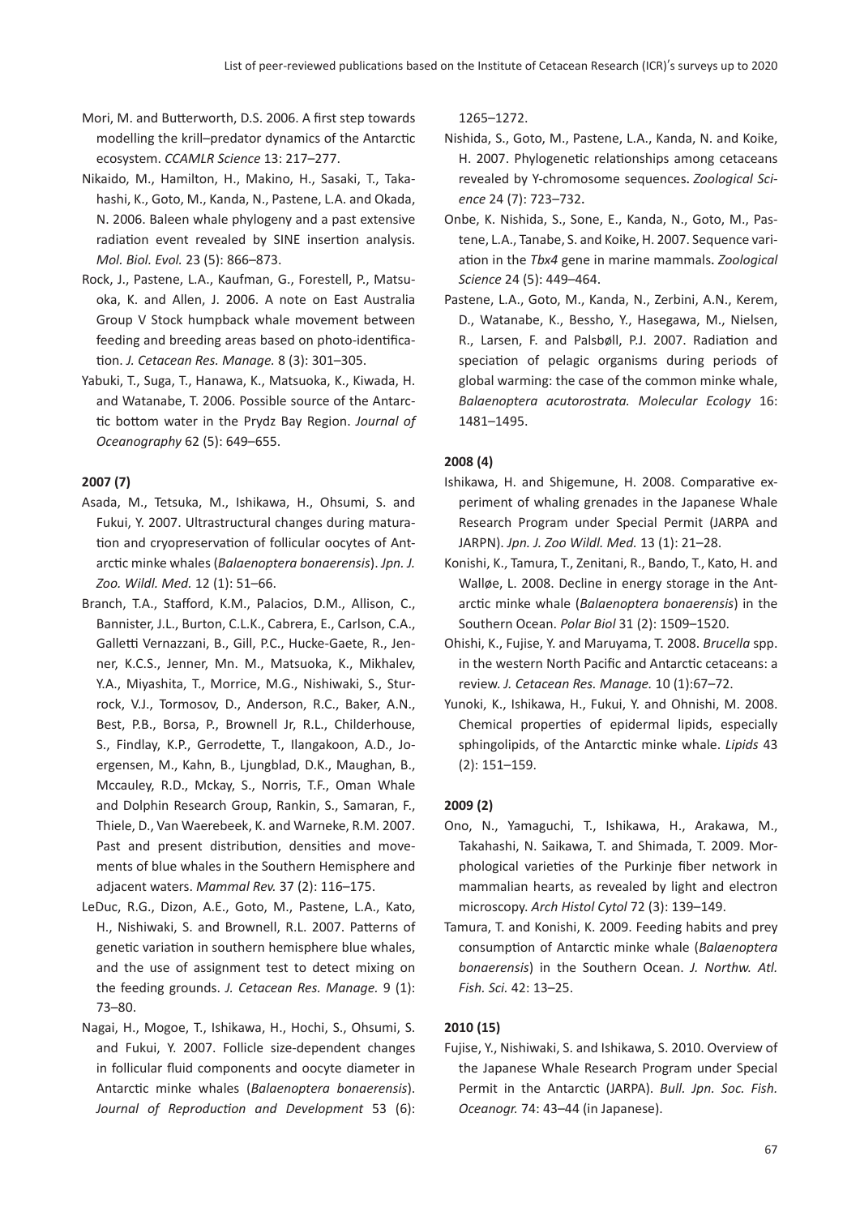Mori, M. and Butterworth, D.S. 2006. A first step towards modelling the krill–predator dynamics of the Antarctic ecosystem. *CCAMLR Science* 13: 217–277.

Nikaido, M., Hamilton, H., Makino, H., Sasaki, T., Takahashi, K., Goto, M., Kanda, N., Pastene, L.A. and Okada, N. 2006. Baleen whale phylogeny and a past extensive radiation event revealed by SINE insertion analysis. *Mol. Biol. Evol.* 23 (5): 866–873.

Rock, J., Pastene, L.A., Kaufman, G., Forestell, P., Matsuoka, K. and Allen, J. 2006. A note on East Australia Group V Stock humpback whale movement between feeding and breeding areas based on photo-identification. *J. Cetacean Res. Manage.* 8 (3): 301–305.

Yabuki, T., Suga, T., Hanawa, K., Matsuoka, K., Kiwada, H. and Watanabe, T. 2006. Possible source of the Antarctic bottom water in the Prydz Bay Region. *Journal of Oceanography* 62 (5): 649–655.

**2007 (7)**

Asada, M., Tetsuka, M., Ishikawa, H., Ohsumi, S. and Fukui, Y. 2007. Ultrastructural changes during maturation and cryopreservation of follicular oocytes of Antarctic minke whales (*Balaenoptera bonaerensis*). *Jpn. J. Zoo. Wildl. Med.* 12 (1): 51–66.

Branch, T.A., Stafford, K.M., Palacios, D.M., Allison, C., Bannister, J.L., Burton, C.L.K., Cabrera, E., Carlson, C.A., Galletti Vernazzani, B., Gill, P.C., Hucke-Gaete, R., Jenner, K.C.S., Jenner, Mn. M., Matsuoka, K., Mikhalev, Y.A., Miyashita, T., Morrice, M.G., Nishiwaki, S., Sturrock, V.J., Tormosov, D., Anderson, R.C., Baker, A.N., Best, P.B., Borsa, P., Brownell Jr, R.L., Childerhouse, S., Findlay, K.P., Gerrodette, T., Ilangakoon, A.D., Joergensen, M., Kahn, B., Ljungblad, D.K., Maughan, B., Mccauley, R.D., Mckay, S., Norris, T.F., Oman Whale and Dolphin Research Group, Rankin, S., Samaran, F., Thiele, D., Van Waerebeek, K. and Warneke, R.M. 2007. Past and present distribution, densities and movements of blue whales in the Southern Hemisphere and adjacent waters. *Mammal Rev.* 37 (2): 116–175.

LeDuc, R.G., Dizon, A.E., Goto, M., Pastene, L.A., Kato, H., Nishiwaki, S. and Brownell, R.L. 2007. Patterns of genetic variation in southern hemisphere blue whales, and the use of assignment test to detect mixing on the feeding grounds. *J. Cetacean Res. Manage.* 9 (1): 73–80.

Nagai, H., Mogoe, T., Ishikawa, H., Hochi, S., Ohsumi, S. and Fukui, Y. 2007. Follicle size-dependent changes in follicular fluid components and oocyte diameter in Antarctic minke whales (*Balaenoptera bonaerensis*). *Journal of Reproduction and Development* 53 (6): 1265–1272.

Nishida, S., Goto, M., Pastene, L.A., Kanda, N. and Koike, H. 2007. Phylogenetic relationships among cetaceans revealed by Y-chromosome sequences. *Zoological Science* 24 (7): 723–732.

Onbe, K. Nishida, S., Sone, E., Kanda, N., Goto, M., Pastene, L.A., Tanabe, S. and Koike, H. 2007. Sequence variation in the *Tbx4* gene in marine mammals. *Zoological Science* 24 (5): 449–464.

Pastene, L.A., Goto, M., Kanda, N., Zerbini, A.N., Kerem, D., Watanabe, K., Bessho, Y., Hasegawa, M., Nielsen, R., Larsen, F. and Palsbøll, P.J. 2007. Radiation and speciation of pelagic organisms during periods of global warming: the case of the common minke whale, *Balaenoptera acutorostrata. Molecular Ecology* 16: 1481–1495.

**2008 (4)**

Ishikawa, H. and Shigemune, H. 2008. Comparative experiment of whaling grenades in the Japanese Whale Research Program under Special Permit (JARPA and JARPN). *Jpn. J. Zoo Wildl. Med.* 13 (1): 21–28.

Konishi, K., Tamura, T., Zenitani, R., Bando, T., Kato, H. and Walløe, L. 2008. Decline in energy storage in the Antarctic minke whale (*Balaenoptera bonaerensis*) in the Southern Ocean. *Polar Biol* 31 (2): 1509–1520.

Ohishi, K., Fujise, Y. and Maruyama, T. 2008. *Brucella* spp. in the western North Pacific and Antarctic cetaceans: a review. *J. Cetacean Res. Manage.* 10 (1):67–72.

Yunoki, K., Ishikawa, H., Fukui, Y. and Ohnishi, M. 2008. Chemical properties of epidermal lipids, especially sphingolipids, of the Antarctic minke whale. *Lipids* 43 (2): 151–159.

**2009 (2)**

Ono, N., Yamaguchi, T., Ishikawa, H., Arakawa, M., Takahashi, N. Saikawa, T. and Shimada, T. 2009. Morphological varieties of the Purkinje fiber network in mammalian hearts, as revealed by light and electron microscopy. *Arch Histol Cytol* 72 (3): 139–149.

Tamura, T. and Konishi, K. 2009. Feeding habits and prey consumption of Antarctic minke whale (*Balaenoptera bonaerensis*) in the Southern Ocean. *J. Northw. Atl. Fish. Sci.* 42: 13–25.

**2010 (15)**

Fujise, Y., Nishiwaki, S. and Ishikawa, S. 2010. Overview of the Japanese Whale Research Program under Special Permit in the Antarctic (JARPA). *Bull. Jpn. Soc. Fish. Oceanogr.* 74: 43–44 (in Japanese).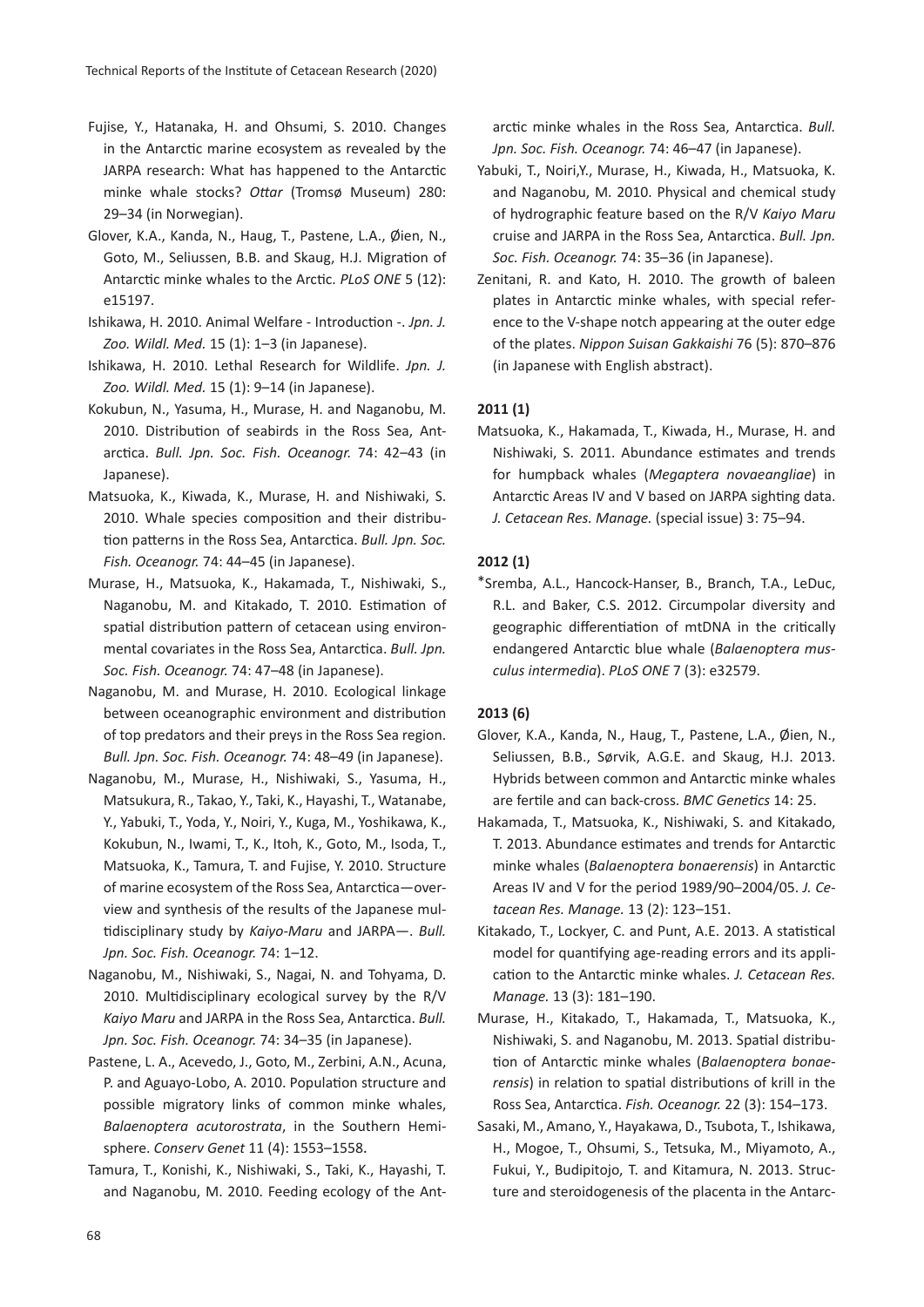Fujise, Y., Hatanaka, H. and Ohsumi, S. 2010. Changes in the Antarctic marine ecosystem as revealed by the JARPA research: What has happened to the Antarctic minke whale stocks? *Ottar* (Tromsø Museum) 280: 29–34 (in Norwegian).

Glover, K.A., Kanda, N., Haug, T., Pastene, L.A., Øien, N., Goto, M., Seliussen, B.B. and Skaug, H.J. Migration of Antarctic minke whales to the Arctic. *PLoS ONE* 5 (12): e15197.

Ishikawa, H. 2010. Animal Welfare - Introduction -. *Jpn. J. Zoo. Wildl. Med.* 15 (1): 1–3 (in Japanese).

Ishikawa, H. 2010. Lethal Research for Wildlife. *Jpn. J. Zoo. Wildl. Med.* 15 (1): 9–14 (in Japanese).

Kokubun, N., Yasuma, H., Murase, H. and Naganobu, M. 2010. Distribution of seabirds in the Ross Sea, Antarctica. *Bull. Jpn. Soc. Fish. Oceanogr.* 74: 42–43 (in Japanese).

Matsuoka, K., Kiwada, K., Murase, H. and Nishiwaki, S. 2010. Whale species composition and their distribution patterns in the Ross Sea, Antarctica. *Bull. Jpn. Soc. Fish. Oceanogr.* 74: 44–45 (in Japanese).

Murase, H., Matsuoka, K., Hakamada, T., Nishiwaki, S., Naganobu, M. and Kitakado, T. 2010. Estimation of spatial distribution pattern of cetacean using environmental covariates in the Ross Sea, Antarctica. *Bull. Jpn. Soc. Fish. Oceanogr.* 74: 47–48 (in Japanese).

Naganobu, M. and Murase, H. 2010. Ecological linkage between oceanographic environment and distribution of top predators and their preys in the Ross Sea region. *Bull. Jpn. Soc. Fish. Oceanogr.* 74: 48–49 (in Japanese).

Naganobu, M., Murase, H., Nishiwaki, S., Yasuma, H., Matsukura, R., Takao, Y., Taki, K., Hayashi, T., Watanabe, Y., Yabuki, T., Yoda, Y., Noiri, Y., Kuga, M., Yoshikawa, K., Kokubun, N., Iwami, T., K., Itoh, K., Goto, M., Isoda, T., Matsuoka, K., Tamura, T. and Fujise, Y. 2010. Structure of marine ecosystem of the Ross Sea, Antarctica—overview and synthesis of the results of the Japanese multidisciplinary study by *Kaiyo-Maru* and JARPA—. *Bull. Jpn. Soc. Fish. Oceanogr.* 74: 1–12.

Naganobu, M., Nishiwaki, S., Nagai, N. and Tohyama, D. 2010. Multidisciplinary ecological survey by the R/V *Kaiyo Maru* and JARPA in the Ross Sea, Antarctica. *Bull. Jpn. Soc. Fish. Oceanogr.* 74: 34–35 (in Japanese).

Pastene, L. A., Acevedo, J., Goto, M., Zerbini, A.N., Acuna, P. and Aguayo-Lobo, A. 2010. Population structure and possible migratory links of common minke whales, *Balaenoptera acutorostrata*, in the Southern Hemisphere. *Conserv Genet* 11 (4): 1553–1558.

Tamura, T., Konishi, K., Nishiwaki, S., Taki, K., Hayashi, T. and Naganobu, M. 2010. Feeding ecology of the Antarctic minke whales in the Ross Sea, Antarctica. *Bull. Jpn. Soc. Fish. Oceanogr.* 74: 46–47 (in Japanese).

Yabuki, T., Noiri,Y., Murase, H., Kiwada, H., Matsuoka, K. and Naganobu, M. 2010. Physical and chemical study of hydrographic feature based on the R/V *Kaiyo Maru* cruise and JARPA in the Ross Sea, Antarctica. *Bull. Jpn. Soc. Fish. Oceanogr.* 74: 35–36 (in Japanese).

Zenitani, R. and Kato, H. 2010. The growth of baleen plates in Antarctic minke whales, with special reference to the V-shape notch appearing at the outer edge of the plates. *Nippon Suisan Gakkaishi* 76 (5): 870–876 (in Japanese with English abstract).

#### 2011 (1)

Matsuoka, K., Hakamada, T., Kiwada, H., Murase, H. and Nishiwaki, S. 2011. Abundance estimates and trends for humpback whales (*Megaptera novaeangliae*) in Antarctic Areas IV and V based on JARPA sighting data. *J. Cetacean Res. Manage.* (special issue) 3: 75–94.

#### 2012 (1)

*Sremba, A.L., Hancock-Hanser, B., Branch, T.A., LeDuc, R.L. and Baker, C.S. 2012. Circumpolar diversity and geographic differentiation of mtDNA in the critically endangered Antarctic blue whale (*Balaenoptera musculus intermedia*). *PLoS ONE* 7 (3): e32579.

#### 2013 (6)

Glover, K.A., Kanda, N., Haug, T., Pastene, L.A., Øien, N., Seliussen, B.B., Sørvik, A.G.E. and Skaug, H.J. 2013. Hybrids between common and Antarctic minke whales are fertile and can back-cross. *BMC Genetics* 14: 25.

Hakamada, T., Matsuoka, K., Nishiwaki, S. and Kitakado, T. 2013. Abundance estimates and trends for Antarctic minke whales (*Balaenoptera bonaerensis*) in Antarctic Areas IV and V for the period 1989/90–2004/05. *J. Cetacean Res. Manage.* 13 (2): 123–151.

Kitakado, T., Lockyer, C. and Punt, A.E. 2013. A statistical model for quantifying age-reading errors and its application to the Antarctic minke whales. *J. Cetacean Res. Manage.* 13 (3): 181–190.

Murase, H., Kitakado, T., Hakamada, T., Matsuoka, K., Nishiwaki, S. and Naganobu, M. 2013. Spatial distribution of Antarctic minke whales (*Balaenoptera bonaerensis*) in relation to spatial distributions of krill in the Ross Sea, Antarctica. *Fish. Oceanogr.* 22 (3): 154–173.

Sasaki, M., Amano, Y., Hayakawa, D., Tsubota, T., Ishikawa, H., Mogoe, T., Ohsumi, S., Tetsuka, M., Miyamoto, A., Fukui, Y., Budipitojo, T. and Kitamura, N. 2013. Structure and steroidogenesis of the placenta in the Antarc-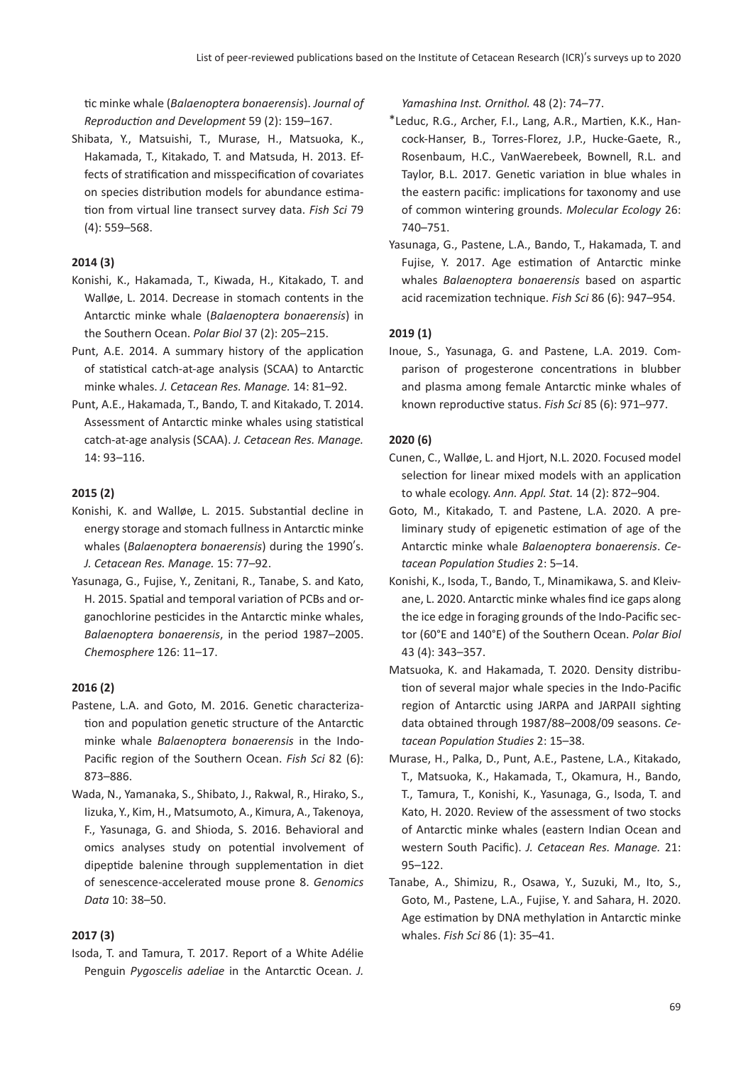tic minke whale (*Balaenoptera bonaerensis*). *Journal of Reproduction and Development* 59 (2): 159–167.

Shibata, Y., Matsuishi, T., Murase, H., Matsuoka, K., Hakamada, T., Kitakado, T. and Matsuda, H. 2013. Effects of stratification and misspecification of covariates on species distribution models for abundance estimation from virtual line transect survey data. *Fish Sci* 79 (4): 559–568.

**2014 (3)**

Konishi, K., Hakamada, T., Kiwada, H., Kitakado, T. and Walløe, L. 2014. Decrease in stomach contents in the Antarctic minke whale (*Balaenoptera bonaerensis*) in the Southern Ocean. *Polar Biol* 37 (2): 205–215.

Punt, A.E. 2014. A summary history of the application of statistical catch-at-age analysis (SCAA) to Antarctic minke whales. *J. Cetacean Res. Manage.* 14: 81–92.

Punt, A.E., Hakamada, T., Bando, T. and Kitakado, T. 2014. Assessment of Antarctic minke whales using statistical catch-at-age analysis (SCAA). *J. Cetacean Res. Manage.* 14: 93–116.

**2015 (2)**

Konishi, K. and Walløe, L. 2015. Substantial decline in energy storage and stomach fullness in Antarctic minke whales (*Balaenoptera bonaerensis*) during the 1990's. *J. Cetacean Res. Manage.* 15: 77–92.

Yasunaga, G., Fujise, Y., Zenitani, R., Tanabe, S. and Kato, H. 2015. Spatial and temporal variation of PCBs and organochlorine pesticides in the Antarctic minke whales, *Balaenoptera bonaerensis*, in the period 1987–2005. *Chemosphere* 126: 11–17.

**2016 (2)**

Pastene, L.A. and Goto, M. 2016. Genetic characterization and population genetic structure of the Antarctic minke whale *Balaenoptera bonaerensis* in the Indo-Pacific region of the Southern Ocean. *Fish Sci* 82 (6): 873–886.

Wada, N., Yamanaka, S., Shibato, J., Rakwal, R., Hirako, S., Iizuka, Y., Kim, H., Matsumoto, A., Kimura, A., Takenoya, F., Yasunaga, G. and Shioda, S. 2016. Behavioral and omics analyses study on potential involvement of dipeptide balenine through supplementation in diet of senescence-accelerated mouse prone 8. *Genomics Data* 10: 38–50.

**2017 (3)**

Isoda, T. and Tamura, T. 2017. Report of a White Adélie Penguin *Pygoscelis adeliae* in the Antarctic Ocean. *J. Yamashina Inst. Ornithol.* 48 (2): 74–77.

*Leduc, R.G., Archer, F.I., Lang, A.R., Martien, K.K., Hancock-Hanser, B., Torres-Florez, J.P., Hucke-Gaete, R., Rosenbaum, H.C., VanWaerebeek, Bownell, R.L. and Taylor, B.L. 2017. Genetic variation in blue whales in the eastern pacific: implications for taxonomy and use of common wintering grounds. *Molecular Ecology* 26: 740–751.

Yasunaga, G., Pastene, L.A., Bando, T., Hakamada, T. and Fujise, Y. 2017. Age estimation of Antarctic minke whales *Balaenoptera bonaerensis* based on aspartic acid racemization technique. *Fish Sci* 86 (6): 947–954.

**2019 (1)**

Inoue, S., Yasunaga, G. and Pastene, L.A. 2019. Comparison of progesterone concentrations in blubber and plasma among female Antarctic minke whales of known reproductive status. *Fish Sci* 85 (6): 971–977.

**2020 (6)**

Cunen, C., Walløe, L. and Hjort, N.L. 2020. Focused model selection for linear mixed models with an application to whale ecology. *Ann. Appl. Stat.* 14 (2): 872–904.

Goto, M., Kitakado, T. and Pastene, L.A. 2020. A preliminary study of epigenetic estimation of age of the Antarctic minke whale *Balaenoptera bonaerensis*. *Cetacean Population Studies* 2: 5–14.

Konishi, K., Isoda, T., Bando, T., Minamikawa, S. and Kleivane, L. 2020. Antarctic minke whales find ice gaps along the ice edge in foraging grounds of the Indo-Pacific sector (60°E and 140°E) of the Southern Ocean. *Polar Biol* 43 (4): 343–357.

Matsuoka, K. and Hakamada, T. 2020. Density distribution of several major whale species in the Indo-Pacific region of Antarctic using JARPA and JARPAII sighting data obtained through 1987/88–2008/09 seasons. *Cetacean Population Studies* 2: 15–38.

Murase, H., Palka, D., Punt, A.E., Pastene, L.A., Kitakado, T., Matsuoka, K., Hakamada, T., Okamura, H., Bando, T., Tamura, T., Konishi, K., Yasunaga, G., Isoda, T. and Kato, H. 2020. Review of the assessment of two stocks of Antarctic minke whales (eastern Indian Ocean and western South Pacific). *J. Cetacean Res. Manage.* 21: 95–122.

Tanabe, A., Shimizu, R., Osawa, Y., Suzuki, M., Ito, S., Goto, M., Pastene, L.A., Fujise, Y. and Sahara, H. 2020. Age estimation by DNA methylation in Antarctic minke whales. *Fish Sci* 86 (1): 35–41.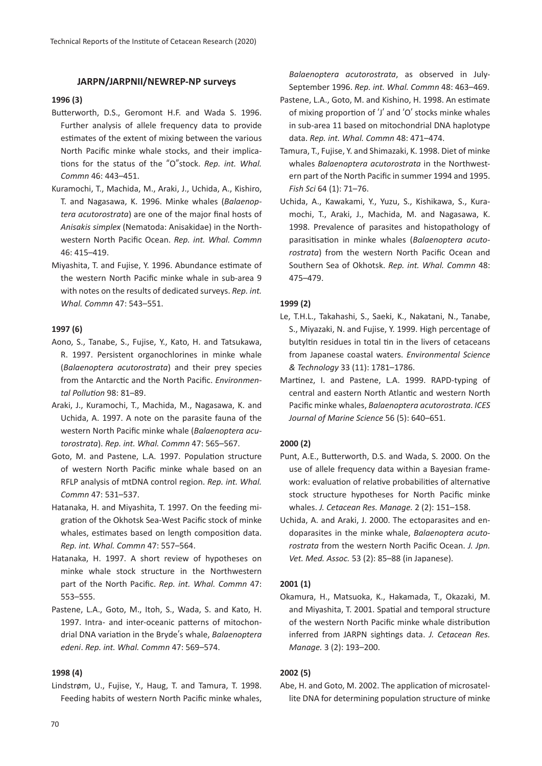## JARPN/JARPNII/NEWREP-NP surveys

### 1996 (3)

Butterworth, D.S., Geromont H.F. and Wada S. 1996. Further analysis of allele frequency data to provide estimates of the extent of mixing between the various North Pacific minke whale stocks, and their implications for the status of the "O"stock. *Rep. int. Whal. Commn* 46: 443–451.

Kuramochi, T., Machida, M., Araki, J., Uchida, A., Kishiro, T. and Nagasawa, K. 1996. Minke whales (*Balaenoptera acutorostrata*) are one of the major final hosts of *Anisakis simplex* (Nematoda: Anisakidae) in the Northwestern North Pacific Ocean. *Rep. int. Whal. Commn* 46: 415–419.

Miyashita, T. and Fujise, Y. 1996. Abundance estimate of the western North Pacific minke whale in sub-area 9 with notes on the results of dedicated surveys. *Rep. int. Whal. Commn* 47: 543–551.

### 1997 (6)

Aono, S., Tanabe, S., Fujise, Y., Kato, H. and Tatsukawa, R. 1997. Persistent organochlorines in minke whale (*Balaenoptera acutorostrata*) and their prey species from the Antarctic and the North Pacific. *Environmental Pollution* 98: 81–89.

Araki, J., Kuramochi, T., Machida, M., Nagasawa, K. and Uchida, A. 1997. A note on the parasite fauna of the western North Pacific minke whale (*Balaenoptera acutorostrata*). *Rep. int. Whal. Commn* 47: 565–567.

Goto, M. and Pastene, L.A. 1997. Population structure of western North Pacific minke whale based on an RFLP analysis of mtDNA control region. *Rep. int. Whal. Commn* 47: 531–537.

Hatanaka, H. and Miyashita, T. 1997. On the feeding migration of the Okhotsk Sea-West Pacific stock of minke whales, estimates based on length composition data. *Rep. int. Whal. Commn* 47: 557–564.

Hatanaka, H. 1997. A short review of hypotheses on minke whale stock structure in the Northwestern part of the North Pacific. *Rep. int. Whal. Commn* 47: 553–555.

Pastene, L.A., Goto, M., Itoh, S., Wada, S. and Kato, H. 1997. Intra- and inter-oceanic patterns of mitochondrial DNA variation in the Bryde's whale, *Balaenoptera edeni*. *Rep. int. Whal. Commn* 47: 569–574.

### 1998 (4)

Lindstrøm, U., Fujise, Y., Haug, T. and Tamura, T. 1998. Feeding habits of western North Pacific minke whales, *Balaenoptera acutorostrata*, as observed in July-September 1996. *Rep. int. Whal. Commn* 48: 463–469.

Pastene, L.A., Goto, M. and Kishino, H. 1998. An estimate of mixing proportion of 'J' and 'O' stocks minke whales in sub-area 11 based on mitochondrial DNA haplotype data. *Rep. int. Whal. Commn* 48: 471–474.

Tamura, T., Fujise, Y. and Shimazaki, K. 1998. Diet of minke whales *Balaenoptera acutorostrata* in the Northwestern part of the North Pacific in summer 1994 and 1995. *Fish Sci* 64 (1): 71–76.

Uchida, A., Kawakami, Y., Yuzu, S., Kishikawa, S., Kuramochi, T., Araki, J., Machida, M. and Nagasawa, K. 1998. Prevalence of parasites and histopathology of parasitisation in minke whales (*Balaenoptera acutorostrata*) from the western North Pacific Ocean and Southern Sea of Okhotsk. *Rep. int. Whal. Commn* 48: 475–479.

### 1999 (2)

Le, T.H.L., Takahashi, S., Saeki, K., Nakatani, N., Tanabe, S., Miyazaki, N. and Fujise, Y. 1999. High percentage of butyltin residues in total tin in the livers of cetaceans from Japanese coastal waters. *Environmental Science & Technology* 33 (11): 1781–1786.

Martinez, I. and Pastene, L.A. 1999. RAPD-typing of central and eastern North Atlantic and western North Pacific minke whales, *Balaenoptera acutorostrata*. *ICES Journal of Marine Science* 56 (5): 640–651.

### 2000 (2)

Punt, A.E., Butterworth, D.S. and Wada, S. 2000. On the use of allele frequency data within a Bayesian framework: evaluation of relative probabilities of alternative stock structure hypotheses for North Pacific minke whales. *J. Cetacean Res. Manage.* 2 (2): 151–158.

Uchida, A. and Araki, J. 2000. The ectoparasites and endoparasites in the minke whale, *Balaenoptera acutorostrata* from the western North Pacific Ocean. *J. Jpn. Vet. Med. Assoc.* 53 (2): 85–88 (in Japanese).

### 2001 (1)

Okamura, H., Matsuoka, K., Hakamada, T., Okazaki, M. and Miyashita, T. 2001. Spatial and temporal structure of the western North Pacific minke whale distribution inferred from JARPN sightings data. *J. Cetacean Res. Manage.* 3 (2): 193–200.

### 2002 (5)

Abe, H. and Goto, M. 2002. The application of microsatellite DNA for determining population structure of minke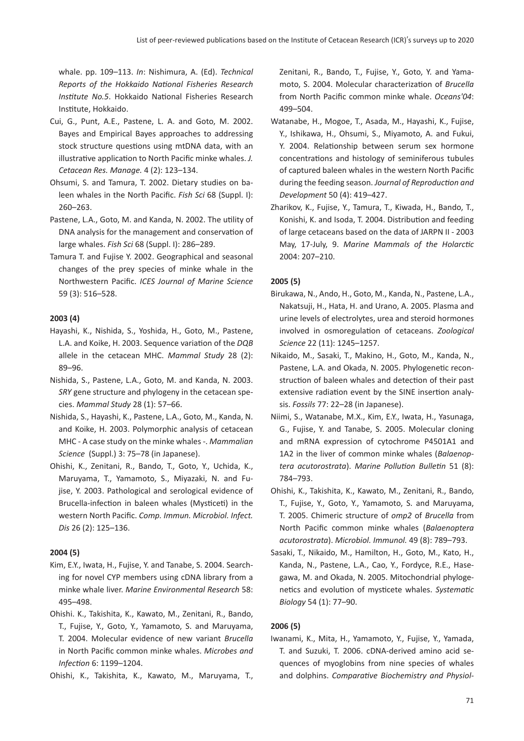whale. pp. 109–113. *In*: Nishimura, A. (Ed). *Technical Reports of the Hokkaido National Fisheries Research Institute No.5*. Hokkaido National Fisheries Research Institute, Hokkaido.

Cui, G., Punt, A.E., Pastene, L. A. and Goto, M. 2002. Bayes and Empirical Bayes approaches to addressing stock structure questions using mtDNA data, with an illustrative application to North Pacific minke whales. *J. Cetacean Res. Manage.* 4 (2): 123–134.

Ohsumi, S. and Tamura, T. 2002. Dietary studies on baleen whales in the North Pacific. *Fish Sci* 68 (Suppl. I): 260–263.

Pastene, L.A., Goto, M. and Kanda, N. 2002. The utility of DNA analysis for the management and conservation of large whales. *Fish Sci* 68 (Suppl. I): 286–289.

Tamura T. and Fujise Y. 2002. Geographical and seasonal changes of the prey species of minke whale in the Northwestern Pacific. *ICES Journal of Marine Science* 59 (3): 516–528.

**2003 (4)**

Hayashi, K., Nishida, S., Yoshida, H., Goto, M., Pastene, L.A. and Koike, H. 2003. Sequence variation of the *DQB* allele in the cetacean MHC. *Mammal Study* 28 (2): 89–96.

Nishida, S., Pastene, L.A., Goto, M. and Kanda, N. 2003. *SRY* gene structure and phylogeny in the cetacean species. *Mammal Study* 28 (1): 57–66.

Nishida, S., Hayashi, K., Pastene, L.A., Goto, M., Kanda, N. and Koike, H. 2003. Polymorphic analysis of cetacean MHC - A case study on the minke whales -. *Mammalian Science* (Suppl.) 3: 75–78 (in Japanese).

Ohishi, K., Zenitani, R., Bando, T., Goto, Y., Uchida, K., Maruyama, T., Yamamoto, S., Miyazaki, N. and Fujise, Y. 2003. Pathological and serological evidence of Brucella-infection in baleen whales (Mysticeti) in the western North Pacific. *Comp. Immun. Microbiol. Infect. Dis* 26 (2): 125–136.

**2004 (5)**

Kim, E.Y., Iwata, H., Fujise, Y. and Tanabe, S. 2004. Searching for novel CYP members using cDNA library from a minke whale liver. *Marine Environmental Research* 58: 495–498.

Ohishi. K., Takishita, K., Kawato, M., Zenitani, R., Bando, T., Fujise, Y., Goto, Y., Yamamoto, S. and Maruyama, T. 2004. Molecular evidence of new variant *Brucella* in North Pacific common minke whales. *Microbes and Infection* 6: 1199–1204.

Ohishi, K., Takishita, K., Kawato, M., Maruyama, T., Zenitani, R., Bando, T., Fujise, Y., Goto, Y. and Yamamoto, S. 2004. Molecular characterization of *Brucella* from North Pacific common minke whale. *Oceans'04*: 499–504.

Watanabe, H., Mogoe, T., Asada, M., Hayashi, K., Fujise, Y., Ishikawa, H., Ohsumi, S., Miyamoto, A. and Fukui, Y. 2004. Relationship between serum sex hormone concentrations and histology of seminiferous tubules of captured baleen whales in the western North Pacific during the feeding season. *Journal of Reproduction and Development* 50 (4): 419–427.

Zharikov, K., Fujise, Y., Tamura, T., Kiwada, H., Bando, T., Konishi, K. and Isoda, T. 2004. Distribution and feeding of large cetaceans based on the data of JARPN II - 2003 May, 17-July, 9. *Marine Mammals of the Holarctic* 2004: 207–210.

**2005 (5)**

Birukawa, N., Ando, H., Goto, M., Kanda, N., Pastene, L.A., Nakatsuji, H., Hata, H. and Urano, A. 2005. Plasma and urine levels of electrolytes, urea and steroid hormones involved in osmoregulation of cetaceans. *Zoological Science* 22 (11): 1245–1257.

Nikaido, M., Sasaki, T., Makino, H., Goto, M., Kanda, N., Pastene, L.A. and Okada, N. 2005. Phylogenetic reconstruction of baleen whales and detection of their past extensive radiation event by the SINE insertion analysis. *Fossils* 77: 22–28 (in Japanese).

Niimi, S., Watanabe, M.X., Kim, E.Y., Iwata, H., Yasunaga, G., Fujise, Y. and Tanabe, S. 2005. Molecular cloning and mRNA expression of cytochrome P4501A1 and 1A2 in the liver of common minke whales (*Balaenoptera acutorostrata*). *Marine Pollution Bulletin* 51 (8): 784–793.

Ohishi, K., Takishita, K., Kawato, M., Zenitani, R., Bando, T., Fujise, Y., Goto, Y., Yamamoto, S. and Maruyama, T. 2005. Chimeric structure of *omp2* of *Brucella* from North Pacific common minke whales (*Balaenoptera acutorostrata*). *Microbiol. Immunol.* 49 (8): 789–793.

Sasaki, T., Nikaido, M., Hamilton, H., Goto, M., Kato, H., Kanda, N., Pastene, L.A., Cao, Y., Fordyce, R.E., Hasegawa, M. and Okada, N. 2005. Mitochondrial phylogenetics and evolution of mysticete whales. *Systematic Biology* 54 (1): 77–90.

**2006 (5)**

Iwanami, K., Mita, H., Yamamoto, Y., Fujise, Y., Yamada, T. and Suzuki, T. 2006. cDNA-derived amino acid sequences of myoglobins from nine species of whales and dolphins. *Comparative Biochemistry and Physiol-*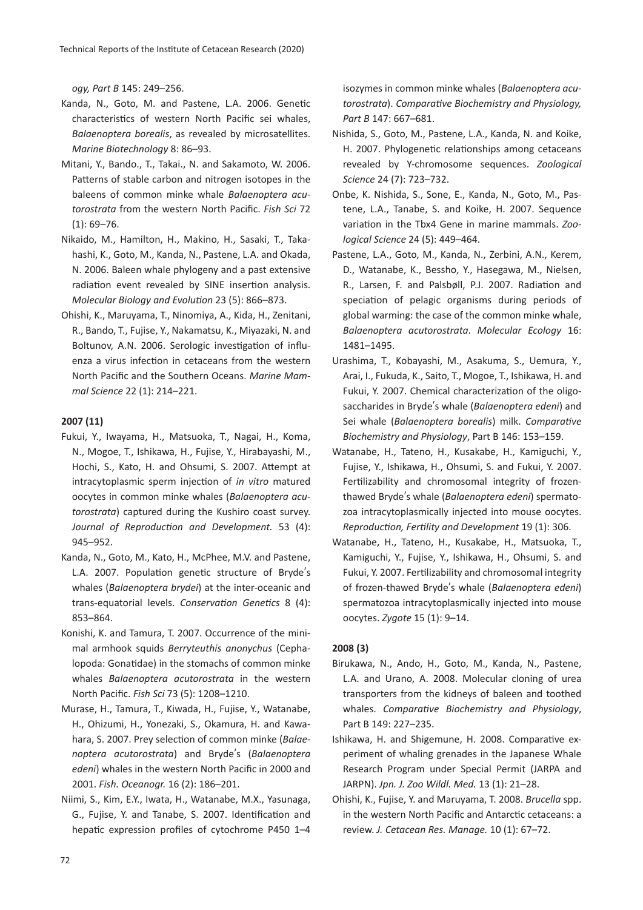*ogy, Part B* 145: 249–256.

Kanda, N., Goto, M. and Pastene, L.A. 2006. Genetic characteristics of western North Pacific sei whales, *Balaenoptera borealis*, as revealed by microsatellites. *Marine Biotechnology* 8: 86–93.

Mitani, Y., Bando., T., Takai., N. and Sakamoto, W. 2006. Patterns of stable carbon and nitrogen isotopes in the baleens of common minke whale *Balaenoptera acutorostrata* from the western North Pacific. *Fish Sci* 72 (1): 69–76.

Nikaido, M., Hamilton, H., Makino, H., Sasaki, T., Takahashi, K., Goto, M., Kanda, N., Pastene, L.A. and Okada, N. 2006. Baleen whale phylogeny and a past extensive radiation event revealed by SINE insertion analysis. *Molecular Biology and Evolution* 23 (5): 866–873.

Ohishi, K., Maruyama, T., Ninomiya, A., Kida, H., Zenitani, R., Bando, T., Fujise, Y., Nakamatsu, K., Miyazaki, N. and Boltunov, A.N. 2006. Serologic investigation of influenza a virus infection in cetaceans from the western North Pacific and the Southern Oceans. *Marine Mammal Science* 22 (1): 214–221.

**2007 (11)**

Fukui, Y., Iwayama, H., Matsuoka, T., Nagai, H., Koma, N., Mogoe, T., Ishikawa, H., Fujise, Y., Hirabayashi, M., Hochi, S., Kato, H. and Ohsumi, S. 2007. Attempt at intracytoplasmic sperm injection of *in vitro* matured oocytes in common minke whales (*Balaenoptera acutorostrata*) captured during the Kushiro coast survey. *Journal of Reproduction and Development.* 53 (4): 945–952.

Kanda, N., Goto, M., Kato, H., McPhee, M.V. and Pastene, L.A. 2007. Population genetic structure of Bryde's whales (*Balaenoptera brydei*) at the inter-oceanic and trans-equatorial levels. *Conservation Genetics* 8 (4): 853–864.

Konishi, K. and Tamura, T. 2007. Occurrence of the minimal armhook squids *Berryteuthis anonychus* (Cephalopoda: Gonatidae) in the stomachs of common minke whales *Balaenoptera acutorostrata* in the western North Pacific. *Fish Sci* 73 (5): 1208–1210.

Murase, H., Tamura, T., Kiwada, H., Fujise, Y., Watanabe, H., Ohizumi, H., Yonezaki, S., Okamura, H. and Kawahara, S. 2007. Prey selection of common minke (*Balaenoptera acutorostrata*) and Bryde's (*Balaenoptera edeni*) whales in the western North Pacific in 2000 and 2001. *Fish. Oceanogr.* 16 (2): 186–201.

Niimi, S., Kim, E.Y., Iwata, H., Watanabe, M.X., Yasunaga, G., Fujise, Y. and Tanabe, S. 2007. Identification and hepatic expression profiles of cytochrome P450 1–4 isozymes in common minke whales (*Balaenoptera acutorostrata*). *Comparative Biochemistry and Physiology, Part B* 147: 667–681.

Nishida, S., Goto, M., Pastene, L.A., Kanda, N. and Koike, H. 2007. Phylogenetic relationships among cetaceans revealed by Y-chromosome sequences. *Zoological Science* 24 (7): 723–732.

Onbe, K. Nishida, S., Sone, E., Kanda, N., Goto, M., Pastene, L.A., Tanabe, S. and Koike, H. 2007. Sequence variation in the Tbx4 Gene in marine mammals. *Zoological Science* 24 (5): 449–464.

Pastene, L.A., Goto, M., Kanda, N., Zerbini, A.N., Kerem, D., Watanabe, K., Bessho, Y., Hasegawa, M., Nielsen, R., Larsen, F. and Palsbøll, P.J. 2007. Radiation and speciation of pelagic organisms during periods of global warming: the case of the common minke whale, *Balaenoptera acutorostrata*. *Molecular Ecology* 16: 1481–1495.

Urashima, T., Kobayashi, M., Asakuma, S., Uemura, Y., Arai, I., Fukuda, K., Saito, T., Mogoe, T., Ishikawa, H. and Fukui, Y. 2007. Chemical characterization of the oligosaccharides in Bryde's whale (*Balaenoptera edeni*) and Sei whale (*Balaenoptera borealis*) milk. *Comparative Biochemistry and Physiology*, Part B 146: 153–159.

Watanabe, H., Tateno, H., Kusakabe, H., Kamiguchi, Y., Fujise, Y., Ishikawa, H., Ohsumi, S. and Fukui, Y. 2007. Fertilizability and chromosomal integrity of frozen-thawed Bryde's whale (*Balaenoptera edeni*) spermatozoa intracytoplasmically injected into mouse oocytes. *Reproduction, Fertility and Development* 19 (1): 306.

Watanabe, H., Tateno, H., Kusakabe, H., Matsuoka, T., Kamiguchi, Y., Fujise, Y., Ishikawa, H., Ohsumi, S. and Fukui, Y. 2007. Fertilizability and chromosomal integrity of frozen-thawed Bryde's whale (*Balaenoptera edeni*) spermatozoa intracytoplasmically injected into mouse oocytes. *Zygote* 15 (1): 9–14.

**2008 (3)**

Birukawa, N., Ando, H., Goto, M., Kanda, N., Pastene, L.A. and Urano, A. 2008. Molecular cloning of urea transporters from the kidneys of baleen and toothed whales. *Comparative Biochemistry and Physiology*, Part B 149: 227–235.

Ishikawa, H. and Shigemune, H. 2008. Comparative experiment of whaling grenades in the Japanese Whale Research Program under Special Permit (JARPA and JARPN). *Jpn. J. Zoo Wildl. Med.* 13 (1): 21–28.

Ohishi, K., Fujise, Y. and Maruyama, T. 2008. *Brucella* spp. in the western North Pacific and Antarctic cetaceans: a review. *J. Cetacean Res. Manage.* 10 (1): 67–72.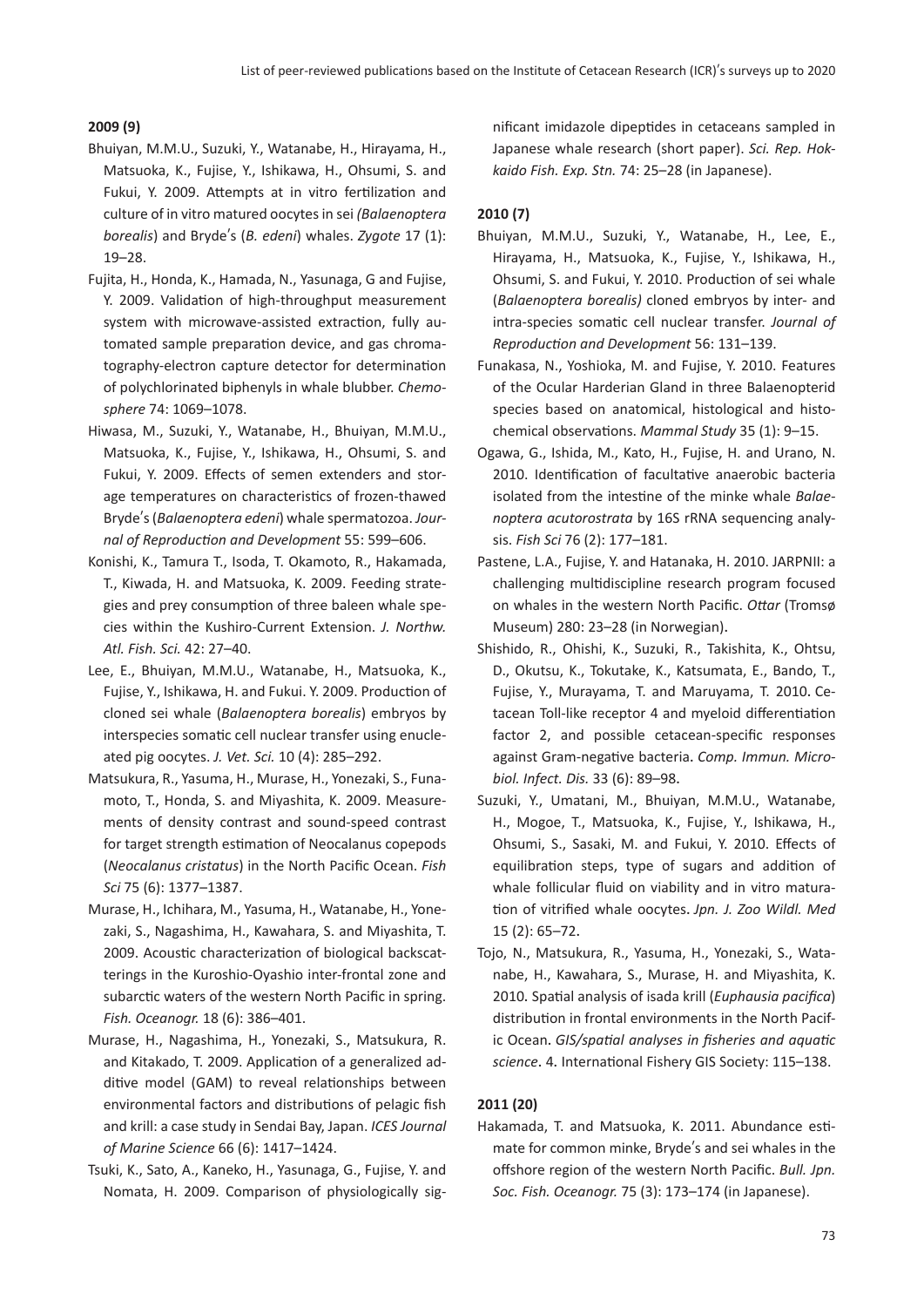**2009 (9)**

Bhuiyan, M.M.U., Suzuki, Y., Watanabe, H., Hirayama, H., Matsuoka, K., Fujise, Y., Ishikawa, H., Ohsumi, S. and Fukui, Y. 2009. Attempts at in vitro fertilization and culture of in vitro matured oocytes in sei *(Balaenoptera borealis*) and Bryde's (*B. edeni*) whales. *Zygote* 17 (1): 19–28.

Fujita, H., Honda, K., Hamada, N., Yasunaga, G and Fujise, Y. 2009. Validation of high-throughput measurement system with microwave-assisted extraction, fully automated sample preparation device, and gas chromatography-electron capture detector for determination of polychlorinated biphenyls in whale blubber. *Chemosphere* 74: 1069–1078.

Hiwasa, M., Suzuki, Y., Watanabe, H., Bhuiyan, M.M.U., Matsuoka, K., Fujise, Y., Ishikawa, H., Ohsumi, S. and Fukui, Y. 2009. Effects of semen extenders and storage temperatures on characteristics of frozen-thawed Bryde's (*Balaenoptera edeni*) whale spermatozoa. *Journal of Reproduction and Development* 55: 599–606.

Konishi, K., Tamura T., Isoda, T. Okamoto, R., Hakamada, T., Kiwada, H. and Matsuoka, K. 2009. Feeding strategies and prey consumption of three baleen whale species within the Kushiro-Current Extension. *J. Northw. Atl. Fish. Sci.* 42: 27–40.

Lee, E., Bhuiyan, M.M.U., Watanabe, H., Matsuoka, K., Fujise, Y., Ishikawa, H. and Fukui. Y. 2009. Production of cloned sei whale (*Balaenoptera borealis*) embryos by interspecies somatic cell nuclear transfer using enucleated pig oocytes. *J. Vet. Sci.* 10 (4): 285–292.

Matsukura, R., Yasuma, H., Murase, H., Yonezaki, S., Funamoto, T., Honda, S. and Miyashita, K. 2009. Measurements of density contrast and sound-speed contrast for target strength estimation of Neocalanus copepods (*Neocalanus cristatus*) in the North Pacific Ocean. *Fish Sci* 75 (6): 1377–1387.

Murase, H., Ichihara, M., Yasuma, H., Watanabe, H., Yonezaki, S., Nagashima, H., Kawahara, S. and Miyashita, T. 2009. Acoustic characterization of biological backscatterings in the Kuroshio-Oyashio inter-frontal zone and subarctic waters of the western North Pacific in spring. *Fish. Oceanogr.* 18 (6): 386–401.

Murase, H., Nagashima, H., Yonezaki, S., Matsukura, R. and Kitakado, T. 2009. Application of a generalized additive model (GAM) to reveal relationships between environmental factors and distributions of pelagic fish and krill: a case study in Sendai Bay, Japan. *ICES Journal of Marine Science* 66 (6): 1417–1424.

Tsuki, K., Sato, A., Kaneko, H., Yasunaga, G., Fujise, Y. and Nomata, H. 2009. Comparison of physiologically significant imidazole dipeptides in cetaceans sampled in Japanese whale research (short paper). *Sci. Rep. Hokkaido Fish. Exp. Stn.* 74: 25–28 (in Japanese).

**2010 (7)**

Bhuiyan, M.M.U., Suzuki, Y., Watanabe, H., Lee, E., Hirayama, H., Matsuoka, K., Fujise, Y., Ishikawa, H., Ohsumi, S. and Fukui, Y. 2010. Production of sei whale (*Balaenoptera borealis)* cloned embryos by inter- and intra-species somatic cell nuclear transfer. *Journal of Reproduction and Development* 56: 131–139.

Funakasa, N., Yoshioka, M. and Fujise, Y. 2010. Features of the Ocular Harderian Gland in three Balaenopterid species based on anatomical, histological and histochemical observations. *Mammal Study* 35 (1): 9–15.

Ogawa, G., Ishida, M., Kato, H., Fujise, H. and Urano, N. 2010. Identification of facultative anaerobic bacteria isolated from the intestine of the minke whale *Balaenoptera acutorostrata* by 16S rRNA sequencing analysis. *Fish Sci* 76 (2): 177–181.

Pastene, L.A., Fujise, Y. and Hatanaka, H. 2010. JARPNII: a challenging multidiscipline research program focused on whales in the western North Pacific. *Ottar* (Tromsø Museum) 280: 23–28 (in Norwegian).

Shishido, R., Ohishi, K., Suzuki, R., Takishita, K., Ohtsu, D., Okutsu, K., Tokutake, K., Katsumata, E., Bando, T., Fujise, Y., Murayama, T. and Maruyama, T. 2010. Cetacean Toll-like receptor 4 and myeloid differentiation factor 2, and possible cetacean-specific responses against Gram-negative bacteria. *Comp. Immun. Microbiol. Infect. Dis.* 33 (6): 89–98.

Suzuki, Y., Umatani, M., Bhuiyan, M.M.U., Watanabe, H., Mogoe, T., Matsuoka, K., Fujise, Y., Ishikawa, H., Ohsumi, S., Sasaki, M. and Fukui, Y. 2010. Effects of equilibration steps, type of sugars and addition of whale follicular fluid on viability and in vitro maturation of vitrified whale oocytes. *Jpn. J. Zoo Wildl. Med* 15 (2): 65–72.

Tojo, N., Matsukura, R., Yasuma, H., Yonezaki, S., Watanabe, H., Kawahara, S., Murase, H. and Miyashita, K. 2010. Spatial analysis of isada krill (*Euphausia pacifica*) distribution in frontal environments in the North Pacific Ocean. *GIS/spatial analyses in fisheries and aquatic science*. 4. International Fishery GIS Society: 115–138.

**2011 (20)**

Hakamada, T. and Matsuoka, K. 2011. Abundance estimate for common minke, Bryde's and sei whales in the offshore region of the western North Pacific. *Bull. Jpn. Soc. Fish. Oceanogr.* 75 (3): 173–174 (in Japanese).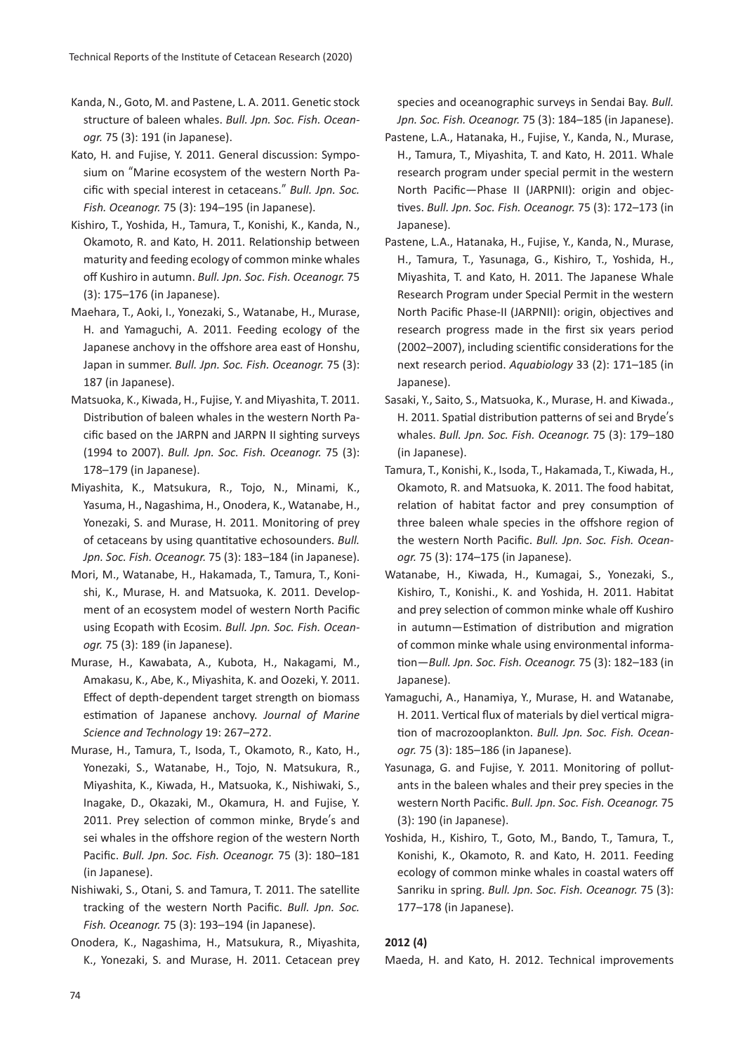Kanda, N., Goto, M. and Pastene, L. A. 2011. Genetic stock structure of baleen whales. *Bull. Jpn. Soc. Fish. Oceanogr.* 75 (3): 191 (in Japanese).

Kato, H. and Fujise, Y. 2011. General discussion: Symposium on "Marine ecosystem of the western North Pacific with special interest in cetaceans." *Bull. Jpn. Soc. Fish. Oceanogr.* 75 (3): 194–195 (in Japanese).

Kishiro, T., Yoshida, H., Tamura, T., Konishi, K., Kanda, N., Okamoto, R. and Kato, H. 2011. Relationship between maturity and feeding ecology of common minke whales off Kushiro in autumn. *Bull. Jpn. Soc. Fish. Oceanogr.* 75 (3): 175–176 (in Japanese).

Maehara, T., Aoki, I., Yonezaki, S., Watanabe, H., Murase, H. and Yamaguchi, A. 2011. Feeding ecology of the Japanese anchovy in the offshore area east of Honshu, Japan in summer. *Bull. Jpn. Soc. Fish. Oceanogr.* 75 (3): 187 (in Japanese).

Matsuoka, K., Kiwada, H., Fujise, Y. and Miyashita, T. 2011. Distribution of baleen whales in the western North Pacific based on the JARPN and JARPN II sighting surveys (1994 to 2007). *Bull. Jpn. Soc. Fish. Oceanogr.* 75 (3): 178–179 (in Japanese).

Miyashita, K., Matsukura, R., Tojo, N., Minami, K., Yasuma, H., Nagashima, H., Onodera, K., Watanabe, H., Yonezaki, S. and Murase, H. 2011. Monitoring of prey of cetaceans by using quantitative echosounders. *Bull. Jpn. Soc. Fish. Oceanogr.* 75 (3): 183–184 (in Japanese).

Mori, M., Watanabe, H., Hakamada, T., Tamura, T., Konishi, K., Murase, H. and Matsuoka, K. 2011. Development of an ecosystem model of western North Pacific using Ecopath with Ecosim. *Bull. Jpn. Soc. Fish. Oceanogr.* 75 (3): 189 (in Japanese).

Murase, H., Kawabata, A., Kubota, H., Nakagami, M., Amakasu, K., Abe, K., Miyashita, K. and Oozeki, Y. 2011. Effect of depth-dependent target strength on biomass estimation of Japanese anchovy. *Journal of Marine Science and Technology* 19: 267–272.

Murase, H., Tamura, T., Isoda, T., Okamoto, R., Kato, H., Yonezaki, S., Watanabe, H., Tojo, N. Matsukura, R., Miyashita, K., Kiwada, H., Matsuoka, K., Nishiwaki, S., Inagake, D., Okazaki, M., Okamura, H. and Fujise, Y. 2011. Prey selection of common minke, Bryde's and sei whales in the offshore region of the western North Pacific. *Bull. Jpn. Soc. Fish. Oceanogr.* 75 (3): 180–181 (in Japanese).

Nishiwaki, S., Otani, S. and Tamura, T. 2011. The satellite tracking of the western North Pacific. *Bull. Jpn. Soc. Fish. Oceanogr.* 75 (3): 193–194 (in Japanese).

Onodera, K., Nagashima, H., Matsukura, R., Miyashita, K., Yonezaki, S. and Murase, H. 2011. Cetacean prey species and oceanographic surveys in Sendai Bay. *Bull. Jpn. Soc. Fish. Oceanogr.* 75 (3): 184–185 (in Japanese).

Pastene, L.A., Hatanaka, H., Fujise, Y., Kanda, N., Murase, H., Tamura, T., Miyashita, T. and Kato, H. 2011. Whale research program under special permit in the western North Pacific—Phase II (JARPNII): origin and objectives. *Bull. Jpn. Soc. Fish. Oceanogr.* 75 (3): 172–173 (in Japanese).

Pastene, L.A., Hatanaka, H., Fujise, Y., Kanda, N., Murase, H., Tamura, T., Yasunaga, G., Kishiro, T., Yoshida, H., Miyashita, T. and Kato, H. 2011. The Japanese Whale Research Program under Special Permit in the western North Pacific Phase-II (JARPNII): origin, objectives and research progress made in the first six years period (2002–2007), including scientific considerations for the next research period. *Aquabiology* 33 (2): 171–185 (in Japanese).

Sasaki, Y., Saito, S., Matsuoka, K., Murase, H. and Kiwada., H. 2011. Spatial distribution patterns of sei and Bryde's whales. *Bull. Jpn. Soc. Fish. Oceanogr.* 75 (3): 179–180 (in Japanese).

Tamura, T., Konishi, K., Isoda, T., Hakamada, T., Kiwada, H., Okamoto, R. and Matsuoka, K. 2011. The food habitat, relation of habitat factor and prey consumption of three baleen whale species in the offshore region of the western North Pacific. *Bull. Jpn. Soc. Fish. Oceanogr.* 75 (3): 174–175 (in Japanese).

Watanabe, H., Kiwada, H., Kumagai, S., Yonezaki, S., Kishiro, T., Konishi., K. and Yoshida, H. 2011. Habitat and prey selection of common minke whale off Kushiro in autumn—Estimation of distribution and migration of common minke whale using environmental information—*Bull. Jpn. Soc. Fish. Oceanogr.* 75 (3): 182–183 (in Japanese).

Yamaguchi, A., Hanamiya, Y., Murase, H. and Watanabe, H. 2011. Vertical flux of materials by diel vertical migration of macrozooplankton. *Bull. Jpn. Soc. Fish. Oceanogr.* 75 (3): 185–186 (in Japanese).

Yasunaga, G. and Fujise, Y. 2011. Monitoring of pollutants in the baleen whales and their prey species in the western North Pacific. *Bull. Jpn. Soc. Fish. Oceanogr.* 75 (3): 190 (in Japanese).

Yoshida, H., Kishiro, T., Goto, M., Bando, T., Tamura, T., Konishi, K., Okamoto, R. and Kato, H. 2011. Feeding ecology of common minke whales in coastal waters off Sanriku in spring. *Bull. Jpn. Soc. Fish. Oceanogr.* 75 (3): 177–178 (in Japanese).

**2012 (4)**

Maeda, H. and Kato, H. 2012. Technical improvements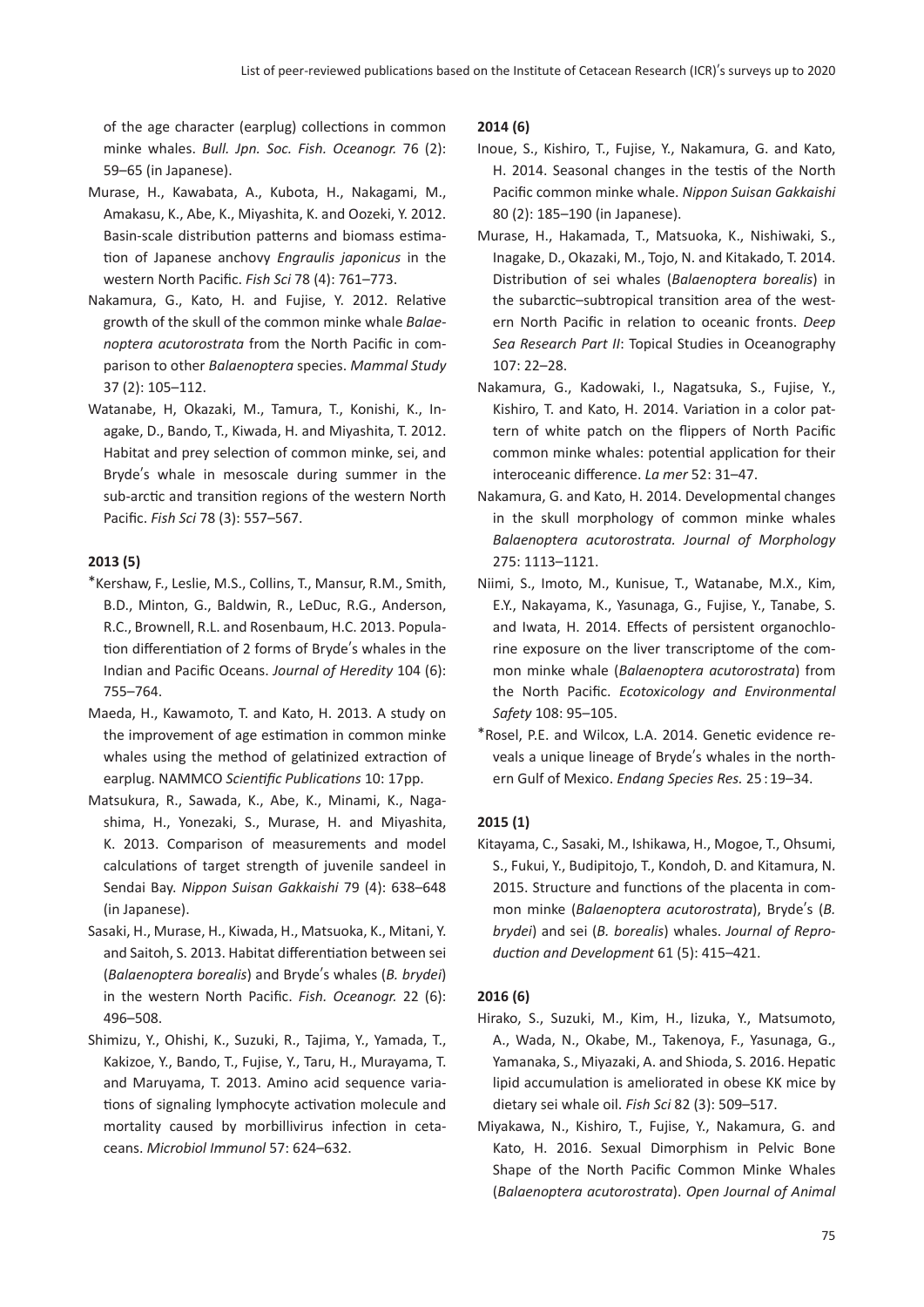of the age character (earplug) collections in common minke whales. *Bull. Jpn. Soc. Fish. Oceanogr.* 76 (2): 59–65 (in Japanese).

Murase, H., Kawabata, A., Kubota, H., Nakagami, M., Amakasu, K., Abe, K., Miyashita, K. and Oozeki, Y. 2012. Basin-scale distribution patterns and biomass estimation of Japanese anchovy *Engraulis japonicus* in the western North Pacific. *Fish Sci* 78 (4): 761–773.

Nakamura, G., Kato, H. and Fujise, Y. 2012. Relative growth of the skull of the common minke whale *Balaenoptera acutorostrata* from the North Pacific in comparison to other *Balaenoptera* species. *Mammal Study* 37 (2): 105–112.

Watanabe, H, Okazaki, M., Tamura, T., Konishi, K., Inagake, D., Bando, T., Kiwada, H. and Miyashita, T. 2012. Habitat and prey selection of common minke, sei, and Bryde′s whale in mesoscale during summer in the sub-arctic and transition regions of the western North Pacific. *Fish Sci* 78 (3): 557–567.

**2013 (5)**

*Kershaw, F., Leslie, M.S., Collins, T., Mansur, R.M., Smith, B.D., Minton, G., Baldwin, R., LeDuc, R.G., Anderson, R.C., Brownell, R.L. and Rosenbaum, H.C. 2013. Population differentiation of 2 forms of Bryde′s whales in the Indian and Pacific Oceans. *Journal of Heredity* 104 (6): 755–764.

Maeda, H., Kawamoto, T. and Kato, H. 2013. A study on the improvement of age estimation in common minke whales using the method of gelatinized extraction of earplug. NAMMCO *Scientific Publications* 10: 17pp.

Matsukura, R., Sawada, K., Abe, K., Minami, K., Nagashima, H., Yonezaki, S., Murase, H. and Miyashita, K. 2013. Comparison of measurements and model calculations of target strength of juvenile sandeel in Sendai Bay. *Nippon Suisan Gakkaishi* 79 (4): 638–648 (in Japanese).

Sasaki, H., Murase, H., Kiwada, H., Matsuoka, K., Mitani, Y. and Saitoh, S. 2013. Habitat differentiation between sei (*Balaenoptera borealis*) and Bryde′s whales (*B. brydei*) in the western North Pacific. *Fish. Oceanogr.* 22 (6): 496–508.

Shimizu, Y., Ohishi, K., Suzuki, R., Tajima, Y., Yamada, T., Kakizoe, Y., Bando, T., Fujise, Y., Taru, H., Murayama, T. and Maruyama, T. 2013. Amino acid sequence variations of signaling lymphocyte activation molecule and mortality caused by morbillivirus infection in cetaceans. *Microbiol Immunol* 57: 624–632.

**2014 (6)**

Inoue, S., Kishiro, T., Fujise, Y., Nakamura, G. and Kato, H. 2014. Seasonal changes in the testis of the North Pacific common minke whale. *Nippon Suisan Gakkaishi* 80 (2): 185–190 (in Japanese).

Murase, H., Hakamada, T., Matsuoka, K., Nishiwaki, S., Inagake, D., Okazaki, M., Tojo, N. and Kitakado, T. 2014. Distribution of sei whales (*Balaenoptera borealis*) in the subarctic–subtropical transition area of the western North Pacific in relation to oceanic fronts. *Deep Sea Research Part II*: Topical Studies in Oceanography 107: 22–28.

Nakamura, G., Kadowaki, I., Nagatsuka, S., Fujise, Y., Kishiro, T. and Kato, H. 2014. Variation in a color pattern of white patch on the flippers of North Pacific common minke whales: potential application for their interoceanic difference. *La mer* 52: 31–47.

Nakamura, G. and Kato, H. 2014. Developmental changes in the skull morphology of common minke whales *Balaenoptera acutorostrata. Journal of Morphology* 275: 1113–1121.

Niimi, S., Imoto, M., Kunisue, T., Watanabe, M.X., Kim, E.Y., Nakayama, K., Yasunaga, G., Fujise, Y., Tanabe, S. and Iwata, H. 2014. Effects of persistent organochlorine exposure on the liver transcriptome of the common minke whale (*Balaenoptera acutorostrata*) from the North Pacific. *Ecotoxicology and Environmental Safety* 108: 95–105.

*Rosel, P.E. and Wilcox, L.A. 2014. Genetic evidence reveals a unique lineage of Bryde′s whales in the northern Gulf of Mexico. *Endang Species Res.* 25 : 19–34.

**2015 (1)**

Kitayama, C., Sasaki, M., Ishikawa, H., Mogoe, T., Ohsumi, S., Fukui, Y., Budipitojo, T., Kondoh, D. and Kitamura, N. 2015. Structure and functions of the placenta in common minke (*Balaenoptera acutorostrata*), Bryde′s (*B. brydei*) and sei (*B. borealis*) whales. *Journal of Reproduction and Development* 61 (5): 415–421.

**2016 (6)**

Hirako, S., Suzuki, M., Kim, H., Iizuka, Y., Matsumoto, A., Wada, N., Okabe, M., Takenoya, F., Yasunaga, G., Yamanaka, S., Miyazaki, A. and Shioda, S. 2016. Hepatic lipid accumulation is ameliorated in obese KK mice by dietary sei whale oil. *Fish Sci* 82 (3): 509–517.

Miyakawa, N., Kishiro, T., Fujise, Y., Nakamura, G. and Kato, H. 2016. Sexual Dimorphism in Pelvic Bone Shape of the North Pacific Common Minke Whales (*Balaenoptera acutorostrata*). *Open Journal of Animal*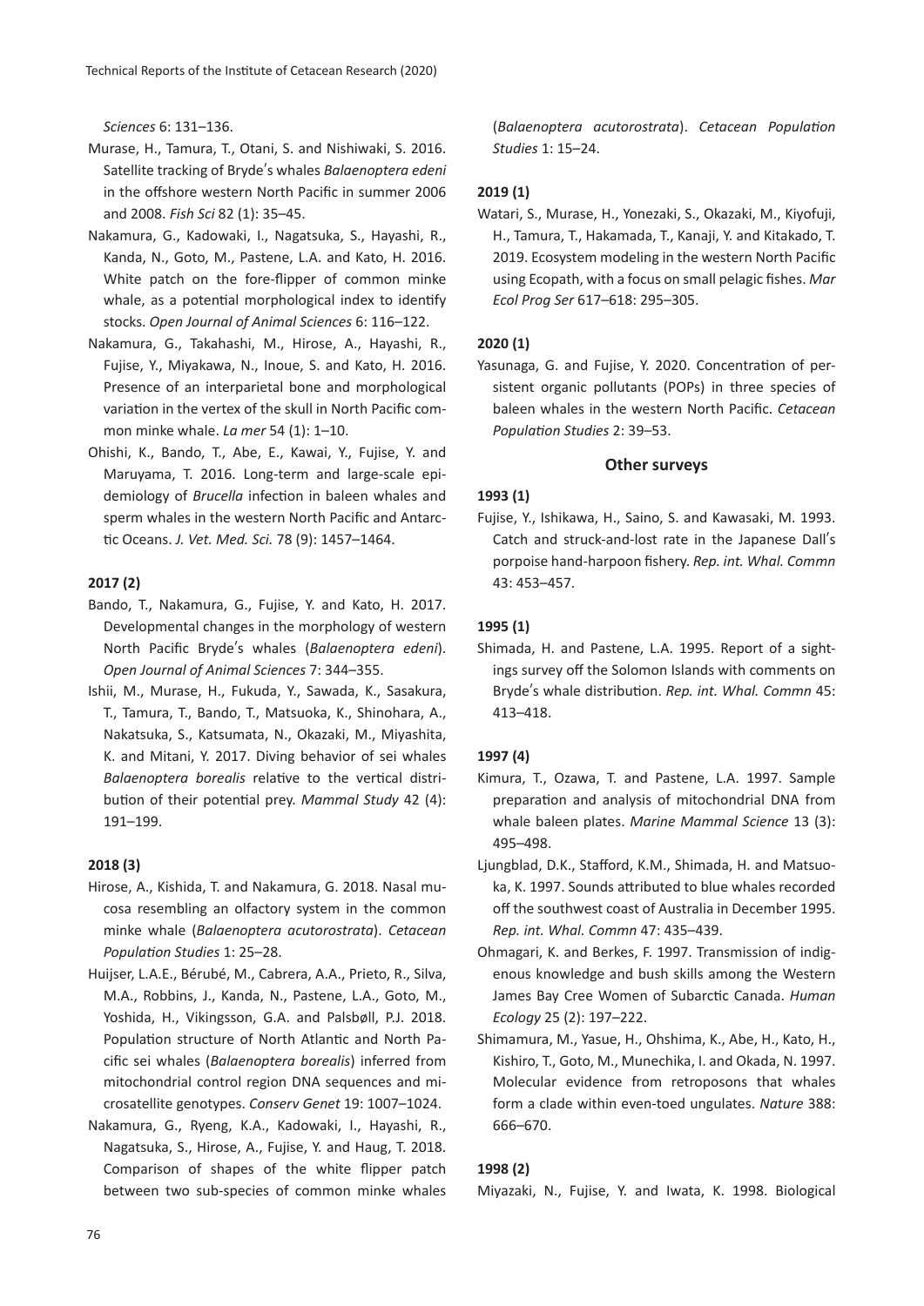*Sciences* 6: 131–136.

Murase, H., Tamura, T., Otani, S. and Nishiwaki, S. 2016. Satellite tracking of Bryde's whales *Balaenoptera edeni* in the offshore western North Pacific in summer 2006 and 2008. *Fish Sci* 82 (1): 35–45.

Nakamura, G., Kadowaki, I., Nagatsuka, S., Hayashi, R., Kanda, N., Goto, M., Pastene, L.A. and Kato, H. 2016. White patch on the fore-flipper of common minke whale, as a potential morphological index to identify stocks. *Open Journal of Animal Sciences* 6: 116–122.

Nakamura, G., Takahashi, M., Hirose, A., Hayashi, R., Fujise, Y., Miyakawa, N., Inoue, S. and Kato, H. 2016. Presence of an interparietal bone and morphological variation in the vertex of the skull in North Pacific common minke whale. *La mer* 54 (1): 1–10.

Ohishi, K., Bando, T., Abe, E., Kawai, Y., Fujise, Y. and Maruyama, T. 2016. Long-term and large-scale epidemiology of *Brucella* infection in baleen whales and sperm whales in the western North Pacific and Antarctic Oceans. *J. Vet. Med. Sci.* 78 (9): 1457–1464.

**2017 (2)**

Bando, T., Nakamura, G., Fujise, Y. and Kato, H. 2017. Developmental changes in the morphology of western North Pacific Bryde's whales (*Balaenoptera edeni*). *Open Journal of Animal Sciences* 7: 344–355.

Ishii, M., Murase, H., Fukuda, Y., Sawada, K., Sasakura, T., Tamura, T., Bando, T., Matsuoka, K., Shinohara, A., Nakatsuka, S., Katsumata, N., Okazaki, M., Miyashita, K. and Mitani, Y. 2017. Diving behavior of sei whales *Balaenoptera borealis* relative to the vertical distribution of their potential prey. *Mammal Study* 42 (4): 191–199.

**2018 (3)**

Hirose, A., Kishida, T. and Nakamura, G. 2018. Nasal mucosa resembling an olfactory system in the common minke whale (*Balaenoptera acutorostrata*). *Cetacean Population Studies* 1: 25–28.

Huijser, L.A.E., Bérubé, M., Cabrera, A.A., Prieto, R., Silva, M.A., Robbins, J., Kanda, N., Pastene, L.A., Goto, M., Yoshida, H., Vikingsson, G.A. and Palsbøll, P.J. 2018. Population structure of North Atlantic and North Pacific sei whales (*Balaenoptera borealis*) inferred from mitochondrial control region DNA sequences and microsatellite genotypes. *Conserv Genet* 19: 1007–1024.

Nakamura, G., Ryeng, K.A., Kadowaki, I., Hayashi, R., Nagatsuka, S., Hirose, A., Fujise, Y. and Haug, T. 2018. Comparison of shapes of the white flipper patch between two sub-species of common minke whales (*Balaenoptera acutorostrata*). *Cetacean Population Studies* 1: 15–24.

**2019 (1)**

Watari, S., Murase, H., Yonezaki, S., Okazaki, M., Kiyofuji, H., Tamura, T., Hakamada, T., Kanaji, Y. and Kitakado, T. 2019. Ecosystem modeling in the western North Pacific using Ecopath, with a focus on small pelagic fishes. *Mar Ecol Prog Ser* 617–618: 295–305.

**2020 (1)**

Yasunaga, G. and Fujise, Y. 2020. Concentration of persistent organic pollutants (POPs) in three species of baleen whales in the western North Pacific. *Cetacean Population Studies* 2: 39–53.

## Other surveys

**1993 (1)**

Fujise, Y., Ishikawa, H., Saino, S. and Kawasaki, M. 1993. Catch and struck-and-lost rate in the Japanese Dall's porpoise hand-harpoon fishery. *Rep. int. Whal. Commn* 43: 453–457.

**1995 (1)**

Shimada, H. and Pastene, L.A. 1995. Report of a sightings survey off the Solomon Islands with comments on Bryde's whale distribution. *Rep. int. Whal. Commn* 45: 413–418.

**1997 (4)**

Kimura, T., Ozawa, T. and Pastene, L.A. 1997. Sample preparation and analysis of mitochondrial DNA from whale baleen plates. *Marine Mammal Science* 13 (3): 495–498.

Ljungblad, D.K., Stafford, K.M., Shimada, H. and Matsuoka, K. 1997. Sounds attributed to blue whales recorded off the southwest coast of Australia in December 1995. *Rep. int. Whal. Commn* 47: 435–439.

Ohmagari, K. and Berkes, F. 1997. Transmission of indigenous knowledge and bush skills among the Western James Bay Cree Women of Subarctic Canada. *Human Ecology* 25 (2): 197–222.

Shimamura, M., Yasue, H., Ohshima, K., Abe, H., Kato, H., Kishiro, T., Goto, M., Munechika, I. and Okada, N. 1997. Molecular evidence from retroposons that whales form a clade within even-toed ungulates. *Nature* 388: 666–670.

**1998 (2)**

Miyazaki, N., Fujise, Y. and Iwata, K. 1998. Biological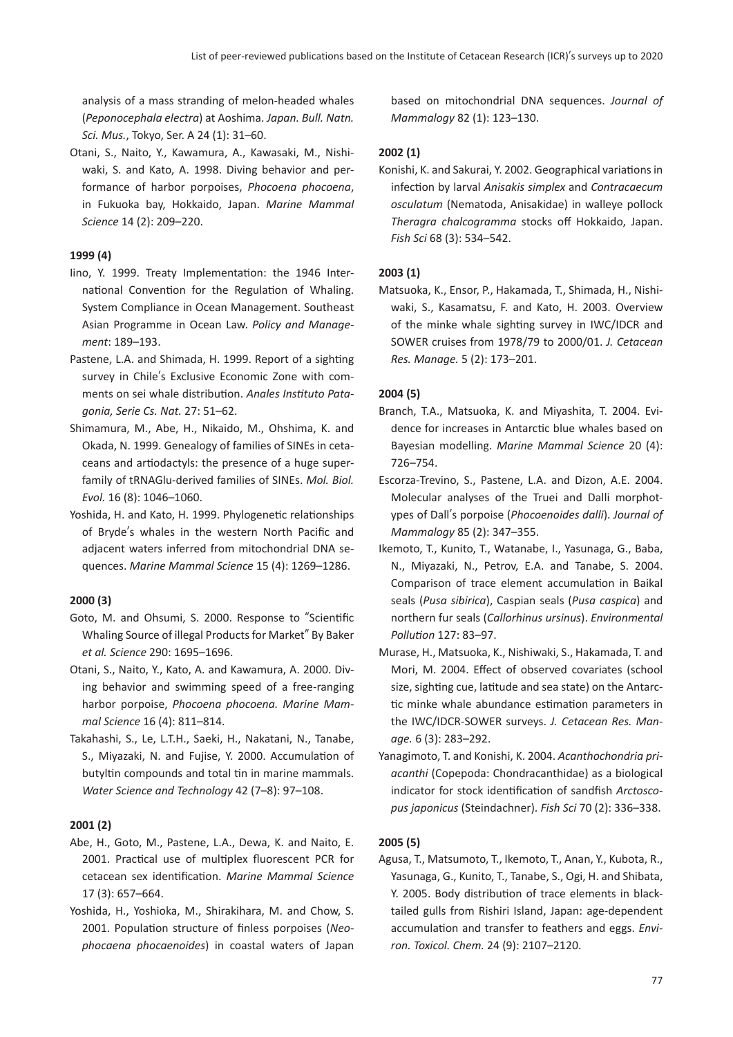analysis of a mass stranding of melon-headed whales (*Peponocephala electra*) at Aoshima. *Japan. Bull. Natn. Sci. Mus.*, Tokyo, Ser. A 24 (1): 31–60.

Otani, S., Naito, Y., Kawamura, A., Kawasaki, M., Nishiwaki, S. and Kato, A. 1998. Diving behavior and performance of harbor porpoises, *Phocoena phocoena*, in Fukuoka bay, Hokkaido, Japan. *Marine Mammal Science* 14 (2): 209–220.

**1999 (4)**

Iino, Y. 1999. Treaty Implementation: the 1946 International Convention for the Regulation of Whaling. System Compliance in Ocean Management. Southeast Asian Programme in Ocean Law. *Policy and Management*: 189–193.

Pastene, L.A. and Shimada, H. 1999. Report of a sighting survey in Chile′s Exclusive Economic Zone with comments on sei whale distribution. *Anales Instituto Patagonia, Serie Cs. Nat.* 27: 51–62.

Shimamura, M., Abe, H., Nikaido, M., Ohshima, K. and Okada, N. 1999. Genealogy of families of SINEs in cetaceans and artiodactyls: the presence of a huge superfamily of tRNAGlu-derived families of SINEs. *Mol. Biol. Evol.* 16 (8): 1046–1060.

Yoshida, H. and Kato, H. 1999. Phylogenetic relationships of Bryde′s whales in the western North Pacific and adjacent waters inferred from mitochondrial DNA sequences. *Marine Mammal Science* 15 (4): 1269–1286.

**2000 (3)**

Goto, M. and Ohsumi, S. 2000. Response to ″Scientific Whaling Source of illegal Products for Market″ By Baker *et al. Science* 290: 1695–1696.

Otani, S., Naito, Y., Kato, A. and Kawamura, A. 2000. Diving behavior and swimming speed of a free-ranging harbor porpoise, *Phocoena phocoena*. *Marine Mammal Science* 16 (4): 811–814.

Takahashi, S., Le, L.T.H., Saeki, H., Nakatani, N., Tanabe, S., Miyazaki, N. and Fujise, Y. 2000. Accumulation of butyltin compounds and total tin in marine mammals. *Water Science and Technology* 42 (7–8): 97–108.

**2001 (2)**

Abe, H., Goto, M., Pastene, L.A., Dewa, K. and Naito, E. 2001. Practical use of multiplex fluorescent PCR for cetacean sex identification. *Marine Mammal Science* 17 (3): 657–664.

Yoshida, H., Yoshioka, M., Shirakihara, M. and Chow, S. 2001. Population structure of finless porpoises (*Neophocaena phocaenoides*) in coastal waters of Japan based on mitochondrial DNA sequences. *Journal of Mammalogy* 82 (1): 123–130.

**2002 (1)**

Konishi, K. and Sakurai, Y. 2002. Geographical variations in infection by larval *Anisakis simplex* and *Contracaecum osculatum* (Nematoda, Anisakidae) in walleye pollock *Theragra chalcogramma* stocks off Hokkaido, Japan. *Fish Sci* 68 (3): 534–542.

**2003 (1)**

Matsuoka, K., Ensor, P., Hakamada, T., Shimada, H., Nishiwaki, S., Kasamatsu, F. and Kato, H. 2003. Overview of the minke whale sighting survey in IWC/IDCR and SOWER cruises from 1978/79 to 2000/01. *J. Cetacean Res. Manage.* 5 (2): 173–201.

**2004 (5)**

Branch, T.A., Matsuoka, K. and Miyashita, T. 2004. Evidence for increases in Antarctic blue whales based on Bayesian modelling. *Marine Mammal Science* 20 (4): 726–754.

Escorza-Trevino, S., Pastene, L.A. and Dizon, A.E. 2004. Molecular analyses of the Truei and Dalli morphotypes of Dall′s porpoise (*Phocoenoides dalli*). *Journal of Mammalogy* 85 (2): 347–355.

Ikemoto, T., Kunito, T., Watanabe, I., Yasunaga, G., Baba, N., Miyazaki, N., Petrov, E.A. and Tanabe, S. 2004. Comparison of trace element accumulation in Baikal seals (*Pusa sibirica*), Caspian seals (*Pusa caspica*) and northern fur seals (*Callorhinus ursinus*). *Environmental Pollution* 127: 83–97.

Murase, H., Matsuoka, K., Nishiwaki, S., Hakamada, T. and Mori, M. 2004. Effect of observed covariates (school size, sighting cue, latitude and sea state) on the Antarctic minke whale abundance estimation parameters in the IWC/IDCR-SOWER surveys. *J. Cetacean Res. Manage.* 6 (3): 283–292.

Yanagimoto, T. and Konishi, K. 2004. *Acanthochondria priacanthi* (Copepoda: Chondracanthidae) as a biological indicator for stock identification of sandfish *Arctoscopus japonicus* (Steindachner). *Fish Sci* 70 (2): 336–338.

**2005 (5)**

Agusa, T., Matsumoto, T., Ikemoto, T., Anan, Y., Kubota, R., Yasunaga, G., Kunito, T., Tanabe, S., Ogi, H. and Shibata, Y. 2005. Body distribution of trace elements in black-tailed gulls from Rishiri Island, Japan: age-dependent accumulation and transfer to feathers and eggs. *Environ. Toxicol. Chem.* 24 (9): 2107–2120.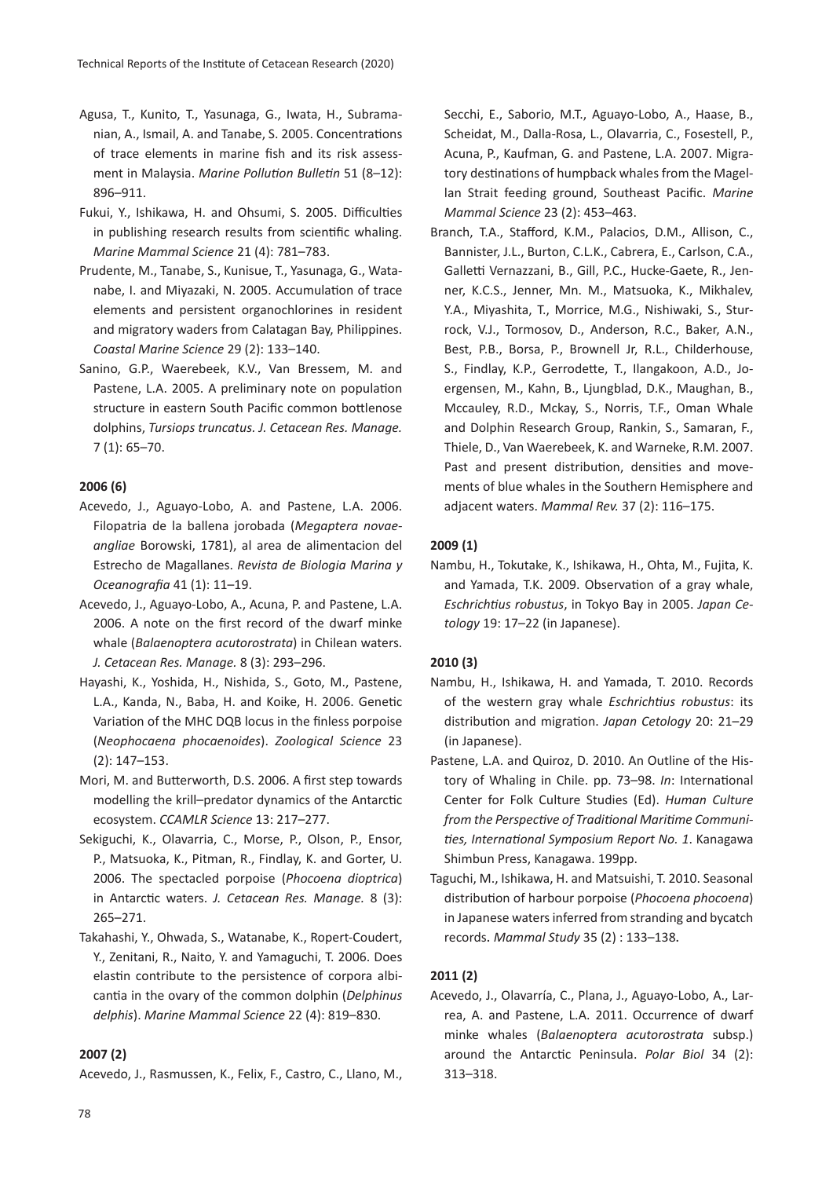Agusa, T., Kunito, T., Yasunaga, G., Iwata, H., Subramanian, A., Ismail, A. and Tanabe, S. 2005. Concentrations of trace elements in marine fish and its risk assessment in Malaysia. *Marine Pollution Bulletin* 51 (8–12): 896–911.

Fukui, Y., Ishikawa, H. and Ohsumi, S. 2005. Difficulties in publishing research results from scientific whaling. *Marine Mammal Science* 21 (4): 781–783.

Prudente, M., Tanabe, S., Kunisue, T., Yasunaga, G., Watanabe, I. and Miyazaki, N. 2005. Accumulation of trace elements and persistent organochlorines in resident and migratory waders from Calatagan Bay, Philippines. *Coastal Marine Science* 29 (2): 133–140.

Sanino, G.P., Waerebeek, K.V., Van Bressem, M. and Pastene, L.A. 2005. A preliminary note on population structure in eastern South Pacific common bottlenose dolphins, *Tursiops truncatus*. *J. Cetacean Res. Manage.* 7 (1): 65–70.

**2006 (6)**

Acevedo, J., Aguayo-Lobo, A. and Pastene, L.A. 2006. Filopatria de la ballena jorobada (*Megaptera novaeangliae* Borowski, 1781), al area de alimentacion del Estrecho de Magallanes. *Revista de Biologia Marina y Oceanografia* 41 (1): 11–19.

Acevedo, J., Aguayo-Lobo, A., Acuna, P. and Pastene, L.A. 2006. A note on the first record of the dwarf minke whale (*Balaenoptera acutorostrata*) in Chilean waters. *J. Cetacean Res. Manage.* 8 (3): 293–296.

Hayashi, K., Yoshida, H., Nishida, S., Goto, M., Pastene, L.A., Kanda, N., Baba, H. and Koike, H. 2006. Genetic Variation of the MHC DQB locus in the finless porpoise (*Neophocaena phocaenoides*). *Zoological Science* 23 (2): 147–153.

Mori, M. and Butterworth, D.S. 2006. A first step towards modelling the krill–predator dynamics of the Antarctic ecosystem. *CCAMLR Science* 13: 217–277.

Sekiguchi, K., Olavarria, C., Morse, P., Olson, P., Ensor, P., Matsuoka, K., Pitman, R., Findlay, K. and Gorter, U. 2006. The spectacled porpoise (*Phocoena dioptrica*) in Antarctic waters. *J. Cetacean Res. Manage.* 8 (3): 265–271.

Takahashi, Y., Ohwada, S., Watanabe, K., Ropert-Coudert, Y., Zenitani, R., Naito, Y. and Yamaguchi, T. 2006. Does elastin contribute to the persistence of corpora albicantia in the ovary of the common dolphin (*Delphinus delphis*). *Marine Mammal Science* 22 (4): 819–830.

**2007 (2)**

Acevedo, J., Rasmussen, K., Felix, F., Castro, C., Llano, M., Secchi, E., Saborio, M.T., Aguayo-Lobo, A., Haase, B., Scheidat, M., Dalla-Rosa, L., Olavarria, C., Fosestell, P., Acuna, P., Kaufman, G. and Pastene, L.A. 2007. Migratory destinations of humpback whales from the Magellan Strait feeding ground, Southeast Pacific. *Marine Mammal Science* 23 (2): 453–463.

Branch, T.A., Stafford, K.M., Palacios, D.M., Allison, C., Bannister, J.L., Burton, C.L.K., Cabrera, E., Carlson, C.A., Galletti Vernazzani, B., Gill, P.C., Hucke-Gaete, R., Jenner, K.C.S., Jenner, Mn. M., Matsuoka, K., Mikhalev, Y.A., Miyashita, T., Morrice, M.G., Nishiwaki, S., Sturrock, V.J., Tormosov, D., Anderson, R.C., Baker, A.N., Best, P.B., Borsa, P., Brownell Jr, R.L., Childerhouse, S., Findlay, K.P., Gerrodette, T., Ilangakoon, A.D., Joergensen, M., Kahn, B., Ljungblad, D.K., Maughan, B., Mccauley, R.D., Mckay, S., Norris, T.F., Oman Whale and Dolphin Research Group, Rankin, S., Samaran, F., Thiele, D., Van Waerebeek, K. and Warneke, R.M. 2007. Past and present distribution, densities and movements of blue whales in the Southern Hemisphere and adjacent waters. *Mammal Rev.* 37 (2): 116–175.

**2009 (1)**

Nambu, H., Tokutake, K., Ishikawa, H., Ohta, M., Fujita, K. and Yamada, T.K. 2009. Observation of a gray whale, *Eschrichtius robustus*, in Tokyo Bay in 2005. *Japan Cetology* 19: 17–22 (in Japanese).

**2010 (3)**

Nambu, H., Ishikawa, H. and Yamada, T. 2010. Records of the western gray whale *Eschrichtius robustus*: its distribution and migration. *Japan Cetology* 20: 21–29 (in Japanese).

Pastene, L.A. and Quiroz, D. 2010. An Outline of the History of Whaling in Chile. pp. 73–98. *In*: International Center for Folk Culture Studies (Ed). *Human Culture from the Perspective of Traditional Maritime Communities, International Symposium Report No. 1*. Kanagawa Shimbun Press, Kanagawa. 199pp.

Taguchi, M., Ishikawa, H. and Matsuishi, T. 2010. Seasonal distribution of harbour porpoise (*Phocoena phocoena*) in Japanese waters inferred from stranding and bycatch records. *Mammal Study* 35 (2) : 133–138.

**2011 (2)**

Acevedo, J., Olavarría, C., Plana, J., Aguayo-Lobo, A., Larrea, A. and Pastene, L.A. 2011. Occurrence of dwarf minke whales (*Balaenoptera acutorostrata* subsp.) around the Antarctic Peninsula. *Polar Biol* 34 (2): 313–318.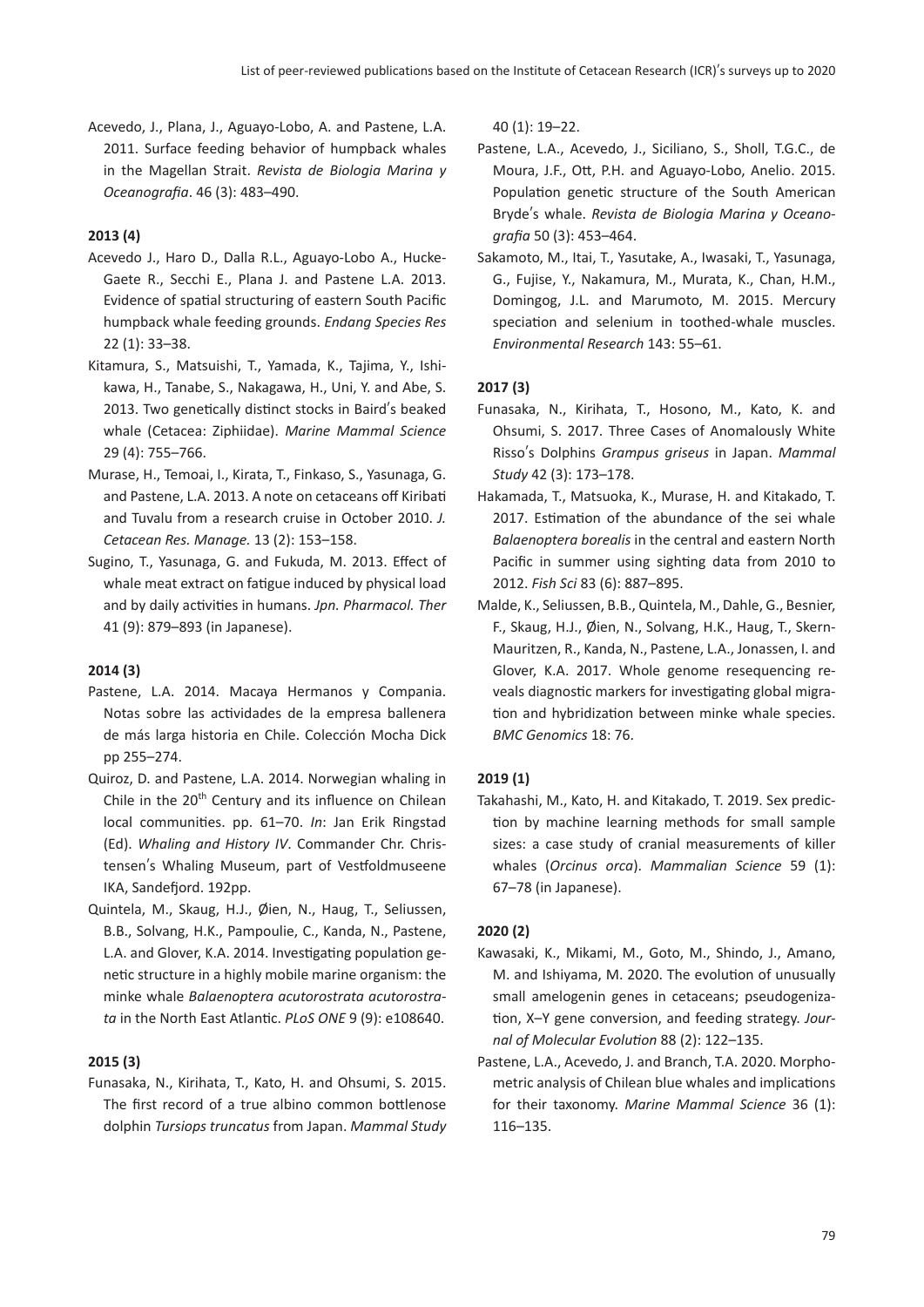Acevedo, J., Plana, J., Aguayo-Lobo, A. and Pastene, L.A. 2011. Surface feeding behavior of humpback whales in the Magellan Strait. *Revista de Biologia Marina y Oceanografia*. 46 (3): 483–490.

**2013 (4)**

Acevedo J., Haro D., Dalla R.L., Aguayo-Lobo A., Hucke-Gaete R., Secchi E., Plana J. and Pastene L.A. 2013. Evidence of spatial structuring of eastern South Pacific humpback whale feeding grounds. *Endang Species Res* 22 (1): 33–38.

Kitamura, S., Matsuishi, T., Yamada, K., Tajima, Y., Ishikawa, H., Tanabe, S., Nakagawa, H., Uni, Y. and Abe, S. 2013. Two genetically distinct stocks in Baird's beaked whale (Cetacea: Ziphiidae). *Marine Mammal Science* 29 (4): 755–766.

Murase, H., Temoai, I., Kirata, T., Finkaso, S., Yasunaga, G. and Pastene, L.A. 2013. A note on cetaceans off Kiribati and Tuvalu from a research cruise in October 2010. *J. Cetacean Res. Manage.* 13 (2): 153–158.

Sugino, T., Yasunaga, G. and Fukuda, M. 2013. Effect of whale meat extract on fatigue induced by physical load and by daily activities in humans. *Jpn. Pharmacol. Ther* 41 (9): 879–893 (in Japanese).

**2014 (3)**

Pastene, L.A. 2014. Macaya Hermanos y Compania. Notas sobre las actividades de la empresa ballenera de más larga historia en Chile. Colección Mocha Dick pp 255–274.

Quiroz, D. and Pastene, L.A. 2014. Norwegian whaling in Chile in the 20th Century and its influence on Chilean local communities. pp. 61–70. *In*: Jan Erik Ringstad (Ed). *Whaling and History IV*. Commander Chr. Christensen's Whaling Museum, part of Vestfoldmuseene IKA, Sandefjord. 192pp.

Quintela, M., Skaug, H.J., Øien, N., Haug, T., Seliussen, B.B., Solvang, H.K., Pampoulie, C., Kanda, N., Pastene, L.A. and Glover, K.A. 2014. Investigating population genetic structure in a highly mobile marine organism: the minke whale *Balaenoptera acutorostrata acutorostrata* in the North East Atlantic. *PLoS ONE* 9 (9): e108640.

**2015 (3)**

Funasaka, N., Kirihata, T., Kato, H. and Ohsumi, S. 2015. The first record of a true albino common bottlenose dolphin *Tursiops truncatus* from Japan. *Mammal Study* 40 (1): 19–22.

Pastene, L.A., Acevedo, J., Siciliano, S., Sholl, T.G.C., de Moura, J.F., Ott, P.H. and Aguayo-Lobo, Anelio. 2015. Population genetic structure of the South American Bryde's whale. *Revista de Biologia Marina y Oceanografia* 50 (3): 453–464.

Sakamoto, M., Itai, T., Yasutake, A., Iwasaki, T., Yasunaga, G., Fujise, Y., Nakamura, M., Murata, K., Chan, H.M., Domingog, J.L. and Marumoto, M. 2015. Mercury speciation and selenium in toothed-whale muscles. *Environmental Research* 143: 55–61.

**2017 (3)**

Funasaka, N., Kirihata, T., Hosono, M., Kato, K. and Ohsumi, S. 2017. Three Cases of Anomalously White Risso's Dolphins *Grampus griseus* in Japan. *Mammal Study* 42 (3): 173–178.

Hakamada, T., Matsuoka, K., Murase, H. and Kitakado, T. 2017. Estimation of the abundance of the sei whale *Balaenoptera borealis* in the central and eastern North Pacific in summer using sighting data from 2010 to 2012. *Fish Sci* 83 (6): 887–895.

Malde, K., Seliussen, B.B., Quintela, M., Dahle, G., Besnier, F., Skaug, H.J., Øien, N., Solvang, H.K., Haug, T., Skern-Mauritzen, R., Kanda, N., Pastene, L.A., Jonassen, I. and Glover, K.A. 2017. Whole genome resequencing reveals diagnostic markers for investigating global migration and hybridization between minke whale species. *BMC Genomics* 18: 76.

**2019 (1)**

Takahashi, M., Kato, H. and Kitakado, T. 2019. Sex prediction by machine learning methods for small sample sizes: a case study of cranial measurements of killer whales (*Orcinus orca*). *Mammalian Science* 59 (1): 67–78 (in Japanese).

**2020 (2)**

Kawasaki, K., Mikami, M., Goto, M., Shindo, J., Amano, M. and Ishiyama, M. 2020. The evolution of unusually small amelogenin genes in cetaceans; pseudogenization, X–Y gene conversion, and feeding strategy. *Journal of Molecular Evolution* 88 (2): 122–135.

Pastene, L.A., Acevedo, J. and Branch, T.A. 2020. Morphometric analysis of Chilean blue whales and implications for their taxonomy. *Marine Mammal Science* 36 (1): 116–135.